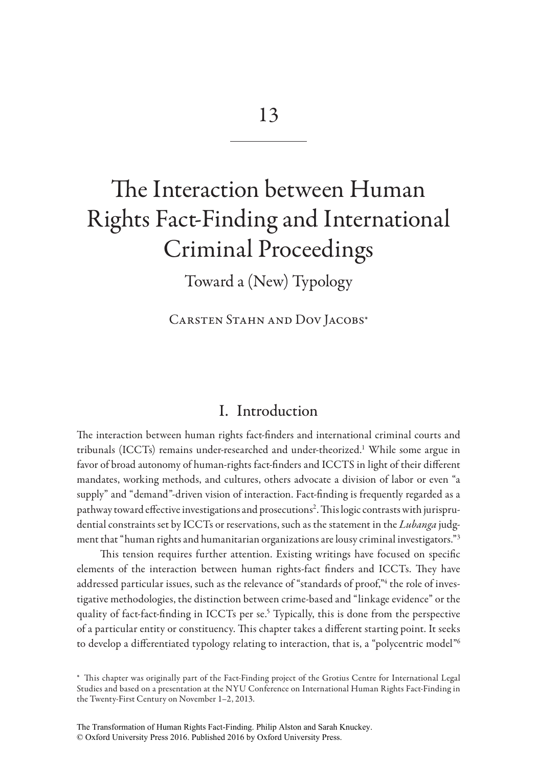# 13

# The Interaction between Human Rights Fact-Finding and International Criminal Proceedings

## Toward a (New) Typology

Carsten Stahn and Dov Jacobs*

## I. Introduction

The interaction between human rights fact-finders and international criminal courts and tribunals (ICCTs) remains under-researched and under-theorized.[1] While some argue in favor of broad autonomy of human-rights fact-finders and ICCTS in light of their different mandates, working methods, and cultures, others advocate a division of labor or even "a supply" and "demand"-driven vision of interaction. Fact-finding is frequently regarded as a pathway toward effective investigations and prosecutions[2]. This logic contrasts with jurisprudential constraints set by ICCTs or reservations, such as the statement in the *Lubanga* judgment that "human rights and humanitarian organizations are lousy criminal investigators."[3]

This tension requires further attention. Existing writings have focused on specific elements of the interaction between human rights-fact finders and ICCTs. They have addressed particular issues, such as the relevance of "standards of proof,"[4] the role of investigative methodologies, the distinction between crime-based and "linkage evidence" or the quality of fact-fact-finding in ICCTs per se.[5] Typically, this is done from the perspective of a particular entity or constituency. This chapter takes a different starting point. It seeks to develop a differentiated typology relating to interaction, that is, a "polycentric model"[6]

\* This chapter was originally part of the Fact-Finding project of the Grotius Centre for International Legal Studies and based on a presentation at the NYU Conference on International Human Rights Fact-Finding in the Twenty-First Century on November 1–2, 2013.

The Transformation of Human Rights Fact-Finding. Philip Alston and Sarah Knuckey.
© Oxford University Press 2016. Published 2016 by Oxford University Press.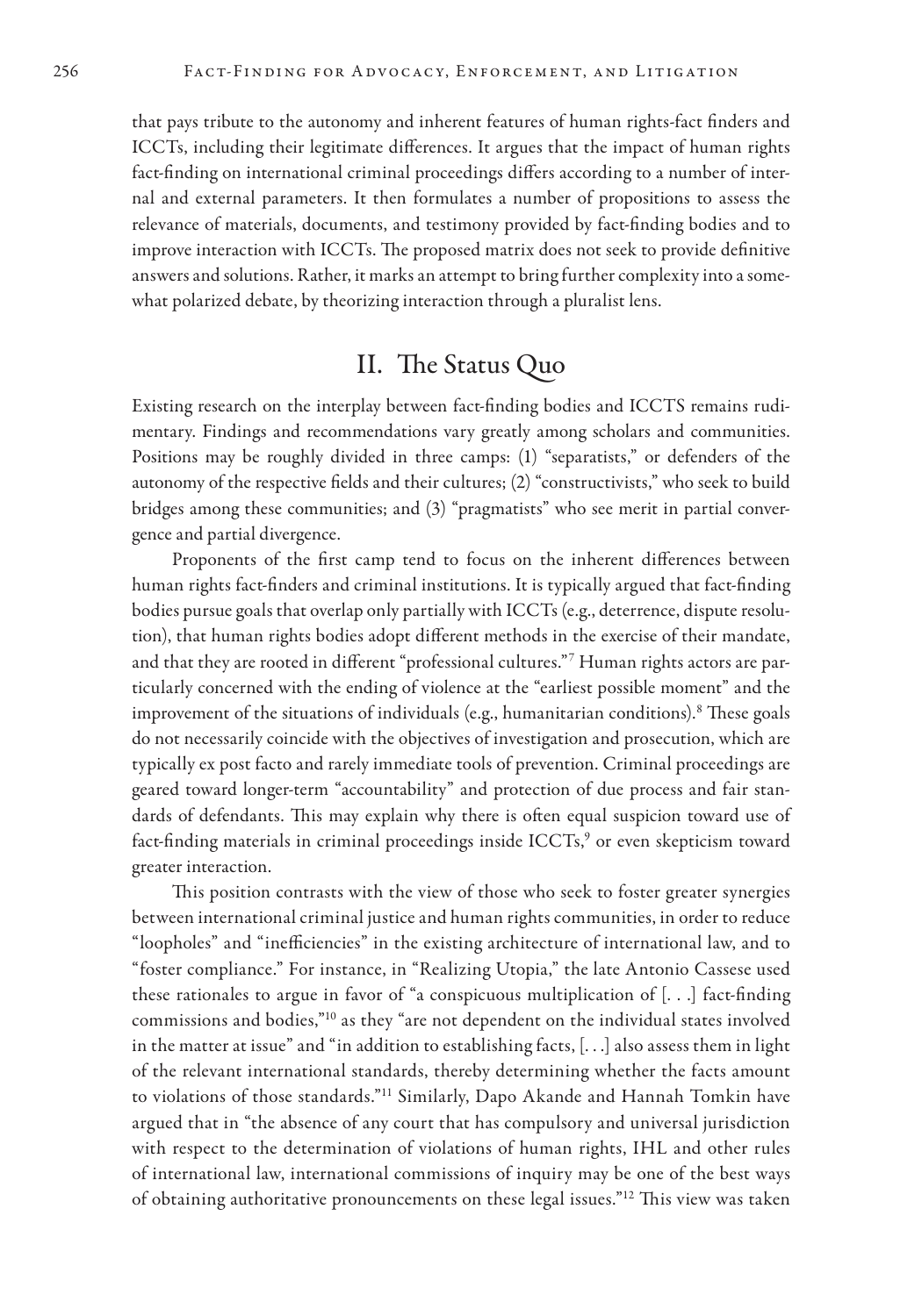that pays tribute to the autonomy and inherent features of human rights-fact finders and ICCTs, including their legitimate differences. It argues that the impact of human rights fact-finding on international criminal proceedings differs according to a number of internal and external parameters. It then formulates a number of propositions to assess the relevance of materials, documents, and testimony provided by fact-finding bodies and to improve interaction with ICCTs. The proposed matrix does not seek to provide definitive answers and solutions. Rather, it marks an attempt to bring further complexity into a somewhat polarized debate, by theorizing interaction through a pluralist lens.

## II. The Status Quo

Existing research on the interplay between fact-finding bodies and ICCTS remains rudimentary. Findings and recommendations vary greatly among scholars and communities. Positions may be roughly divided in three camps: (1) "separatists," or defenders of the autonomy of the respective fields and their cultures; (2) "constructivists," who seek to build bridges among these communities; and (3) "pragmatists" who see merit in partial convergence and partial divergence.

Proponents of the first camp tend to focus on the inherent differences between human rights fact-finders and criminal institutions. It is typically argued that fact-finding bodies pursue goals that overlap only partially with ICCTs (e.g., deterrence, dispute resolution), that human rights bodies adopt different methods in the exercise of their mandate, and that they are rooted in different "professional cultures."[7] Human rights actors are particularly concerned with the ending of violence at the "earliest possible moment" and the improvement of the situations of individuals (e.g., humanitarian conditions).[8] These goals do not necessarily coincide with the objectives of investigation and prosecution, which are typically ex post facto and rarely immediate tools of prevention. Criminal proceedings are geared toward longer-term "accountability" and protection of due process and fair standards of defendants. This may explain why there is often equal suspicion toward use of fact-finding materials in criminal proceedings inside ICCTs,[9] or even skepticism toward greater interaction.

This position contrasts with the view of those who seek to foster greater synergies between international criminal justice and human rights communities, in order to reduce "loopholes" and "inefficiencies" in the existing architecture of international law, and to "foster compliance." For instance, in "Realizing Utopia," the late Antonio Cassese used these rationales to argue in favor of "a conspicuous multiplication of [. . .] fact-finding commissions and bodies,"[10] as they "are not dependent on the individual states involved in the matter at issue" and "in addition to establishing facts, [. . .] also assess them in light of the relevant international standards, thereby determining whether the facts amount to violations of those standards."[11] Similarly, Dapo Akande and Hannah Tomkin have argued that in "the absence of any court that has compulsory and universal jurisdiction with respect to the determination of violations of human rights, IHL and other rules of international law, international commissions of inquiry may be one of the best ways of obtaining authoritative pronouncements on these legal issues."[12] This view was taken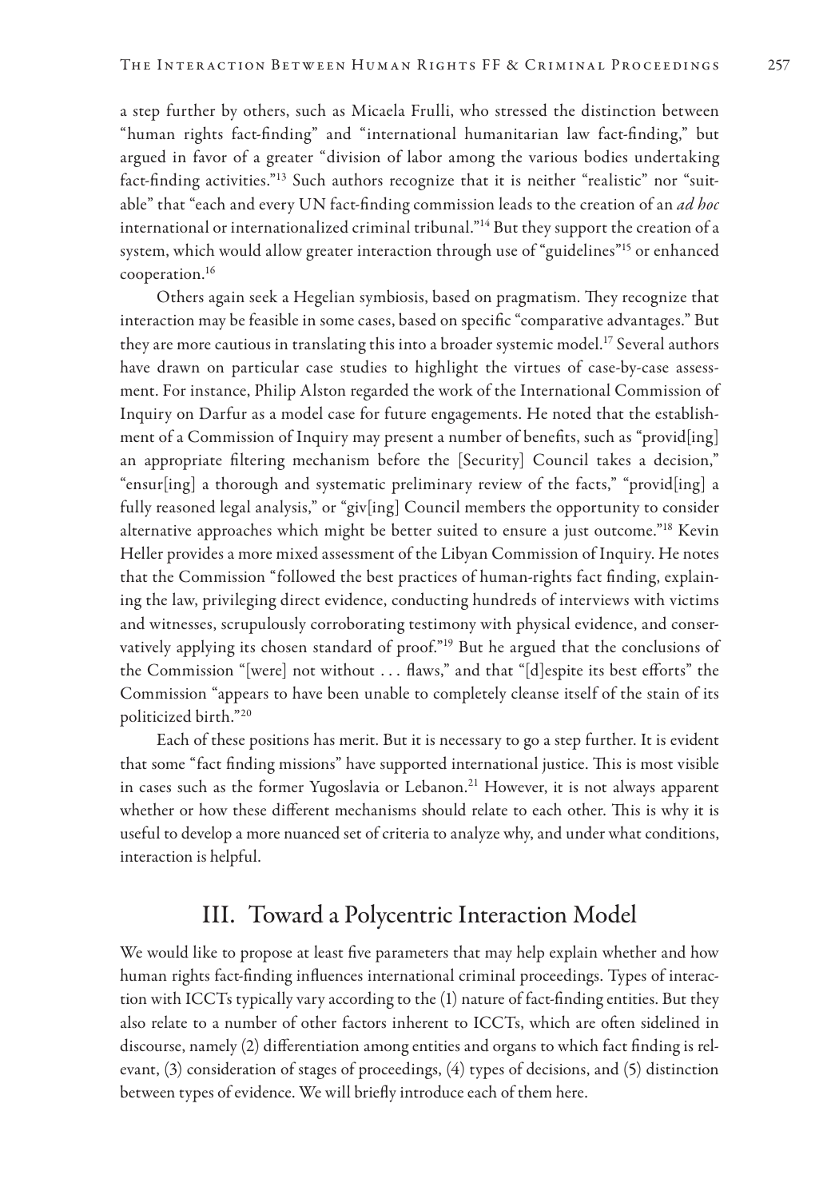a step further by others, such as Micaela Frulli, who stressed the distinction between "human rights fact-finding" and "international humanitarian law fact-finding," but argued in favor of a greater "division of labor among the various bodies undertaking fact-finding activities."[13] Such authors recognize that it is neither "realistic" nor "suitable" that "each and every UN fact-finding commission leads to the creation of an *ad hoc* international or internationalized criminal tribunal."[14] But they support the creation of a system, which would allow greater interaction through use of "guidelines"[15] or enhanced cooperation.[16]

Others again seek a Hegelian symbiosis, based on pragmatism. They recognize that interaction may be feasible in some cases, based on specific "comparative advantages." But they are more cautious in translating this into a broader systemic model.[17] Several authors have drawn on particular case studies to highlight the virtues of case-by-case assessment. For instance, Philip Alston regarded the work of the International Commission of Inquiry on Darfur as a model case for future engagements. He noted that the establishment of a Commission of Inquiry may present a number of benefits, such as "provid[ing] an appropriate filtering mechanism before the [Security] Council takes a decision," "ensur[ing] a thorough and systematic preliminary review of the facts," "provid[ing] a fully reasoned legal analysis," or "giv[ing] Council members the opportunity to consider alternative approaches which might be better suited to ensure a just outcome."[18] Kevin Heller provides a more mixed assessment of the Libyan Commission of Inquiry. He notes that the Commission "followed the best practices of human-rights fact finding, explaining the law, privileging direct evidence, conducting hundreds of interviews with victims and witnesses, scrupulously corroborating testimony with physical evidence, and conservatively applying its chosen standard of proof."[19] But he argued that the conclusions of the Commission "[were] not without . . . flaws," and that "[d]espite its best efforts" the Commission "appears to have been unable to completely cleanse itself of the stain of its politicized birth."[20]

Each of these positions has merit. But it is necessary to go a step further. It is evident that some "fact finding missions" have supported international justice. This is most visible in cases such as the former Yugoslavia or Lebanon.[21] However, it is not always apparent whether or how these different mechanisms should relate to each other. This is why it is useful to develop a more nuanced set of criteria to analyze why, and under what conditions, interaction is helpful.

## III. Toward a Polycentric Interaction Model

We would like to propose at least five parameters that may help explain whether and how human rights fact-finding influences international criminal proceedings. Types of interaction with ICCTs typically vary according to the (1) nature of fact-finding entities. But they also relate to a number of other factors inherent to ICCTs, which are often sidelined in discourse, namely (2) differentiation among entities and organs to which fact finding is relevant, (3) consideration of stages of proceedings, (4) types of decisions, and (5) distinction between types of evidence. We will briefly introduce each of them here.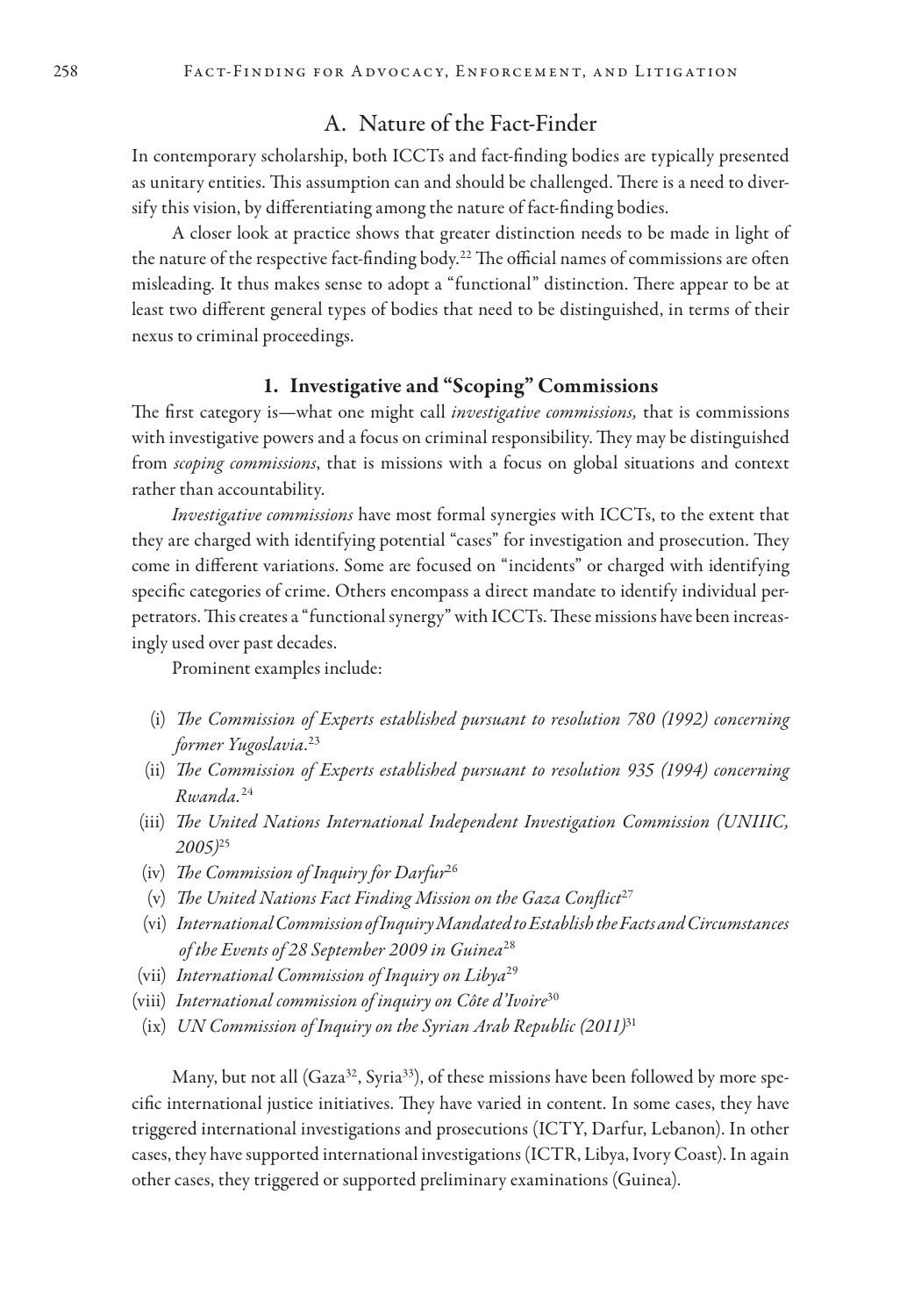## A. Nature of the Fact-Finder

In contemporary scholarship, both ICCTs and fact-finding bodies are typically presented as unitary entities. This assumption can and should be challenged. There is a need to diversify this vision, by differentiating among the nature of fact-finding bodies.

A closer look at practice shows that greater distinction needs to be made in light of the nature of the respective fact-finding body.[22] The official names of commissions are often misleading. It thus makes sense to adopt a "functional" distinction. There appear to be at least two different general types of bodies that need to be distinguished, in terms of their nexus to criminal proceedings.

### 1. Investigative and "Scoping" Commissions

The first category is—what one might call *investigative commissions,* that is commissions with investigative powers and a focus on criminal responsibility. They may be distinguished from *scoping commissions*, that is missions with a focus on global situations and context rather than accountability.

*Investigative commissions* have most formal synergies with ICCTs, to the extent that they are charged with identifying potential "cases" for investigation and prosecution. They come in different variations. Some are focused on "incidents" or charged with identifying specific categories of crime. Others encompass a direct mandate to identify individual perpetrators. This creates a "functional synergy" with ICCTs. These missions have been increasingly used over past decades.

Prominent examples include:

(i) *The Commission of Experts established pursuant to resolution 780 (1992) concerning former Yugoslavia.*[23]
(ii) *The Commission of Experts established pursuant to resolution 935 (1994) concerning Rwanda.*[24]
(iii) *The United Nations International Independent Investigation Commission (UNIIIC, 2005)*[25]
(iv) *The Commission of Inquiry for Darfur*[26]
(v) *The United Nations Fact Finding Mission on the Gaza Conflict*[27]
(vi) *International Commission of Inquiry Mandated to Establish the Facts and Circumstances of the Events of 28 September 2009 in Guinea*[28]
(vii) *International Commission of Inquiry on Libya*[29]
(viii) *International commission of inquiry on Côte d'Ivoire*[30]
(ix) *UN Commission of Inquiry on the Syrian Arab Republic (2011)*[31]

Many, but not all (Gaza[32], Syria[33]), of these missions have been followed by more specific international justice initiatives. They have varied in content. In some cases, they have triggered international investigations and prosecutions (ICTY, Darfur, Lebanon). In other cases, they have supported international investigations (ICTR, Libya, Ivory Coast). In again other cases, they triggered or supported preliminary examinations (Guinea).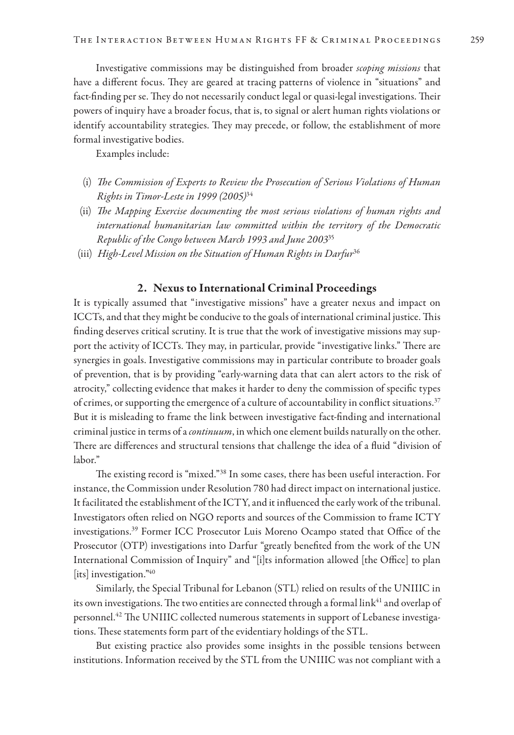Investigative commissions may be distinguished from broader *scoping missions* that have a different focus. They are geared at tracing patterns of violence in "situations" and fact-finding per se. They do not necessarily conduct legal or quasi-legal investigations. Their powers of inquiry have a broader focus, that is, to signal or alert human rights violations or identify accountability strategies. They may precede, or follow, the establishment of more formal investigative bodies.

Examples include:

(i) *The Commission of Experts to Review the Prosecution of Serious Violations of Human Rights in Timor-Leste in 1999 (2005)*[34]

(ii) *The Mapping Exercise documenting the most serious violations of human rights and international humanitarian law committed within the territory of the Democratic Republic of the Congo between March 1993 and June 2003*[35]

(iii) *High-Level Mission on the Situation of Human Rights in Darfur*[36]

## 2. Nexus to International Criminal Proceedings

It is typically assumed that "investigative missions" have a greater nexus and impact on ICCTs, and that they might be conducive to the goals of international criminal justice. This finding deserves critical scrutiny. It is true that the work of investigative missions may support the activity of ICCTs. They may, in particular, provide "investigative links." There are synergies in goals. Investigative commissions may in particular contribute to broader goals of prevention, that is by providing "early-warning data that can alert actors to the risk of atrocity," collecting evidence that makes it harder to deny the commission of specific types of crimes, or supporting the emergence of a culture of accountability in conflict situations.[37] But it is misleading to frame the link between investigative fact-finding and international criminal justice in terms of a *continuum*, in which one element builds naturally on the other. There are differences and structural tensions that challenge the idea of a fluid "division of labor."

The existing record is "mixed."[38] In some cases, there has been useful interaction. For instance, the Commission under Resolution 780 had direct impact on international justice. It facilitated the establishment of the ICTY, and it influenced the early work of the tribunal. Investigators often relied on NGO reports and sources of the Commission to frame ICTY investigations.[39] Former ICC Prosecutor Luis Moreno Ocampo stated that Office of the Prosecutor (OTP) investigations into Darfur "greatly benefited from the work of the UN International Commission of Inquiry" and "[i]ts information allowed [the Office] to plan [its] investigation."[40]

Similarly, the Special Tribunal for Lebanon (STL) relied on results of the UNIIIC in its own investigations. The two entities are connected through a formal link[41] and overlap of personnel.[42] The UNIIIC collected numerous statements in support of Lebanese investigations. These statements form part of the evidentiary holdings of the STL.

But existing practice also provides some insights in the possible tensions between institutions. Information received by the STL from the UNIIIC was not compliant with a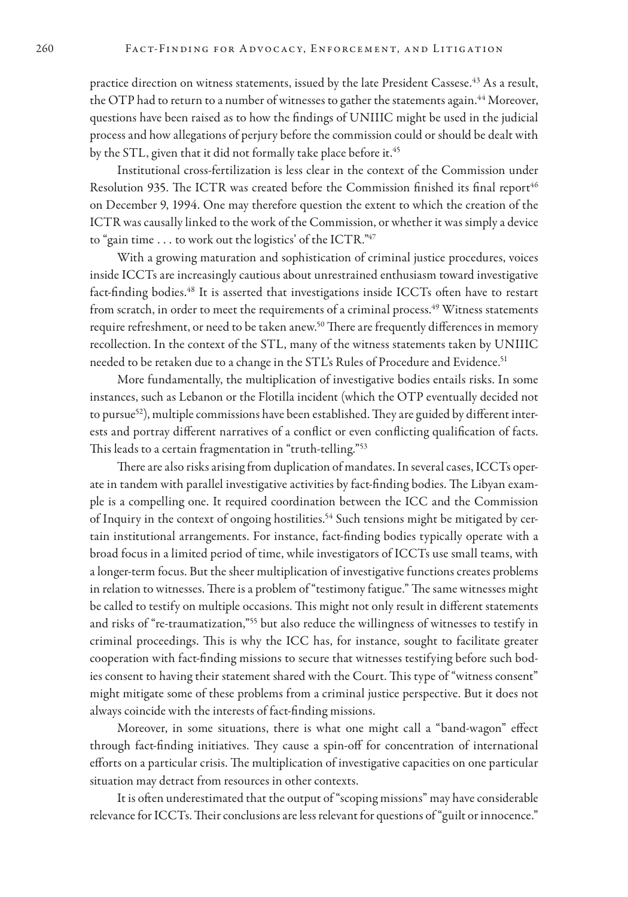practice direction on witness statements, issued by the late President Cassese.[43] As a result, the OTP had to return to a number of witnesses to gather the statements again.[44] Moreover, questions have been raised as to how the findings of UNIIIC might be used in the judicial process and how allegations of perjury before the commission could or should be dealt with by the STL, given that it did not formally take place before it.[45]

Institutional cross-fertilization is less clear in the context of the Commission under Resolution 935. The ICTR was created before the Commission finished its final report[46] on December 9, 1994. One may therefore question the extent to which the creation of the ICTR was causally linked to the work of the Commission, or whether it was simply a device to "gain time . . . to work out the logistics' of the ICTR."[47]

With a growing maturation and sophistication of criminal justice procedures, voices inside ICCTs are increasingly cautious about unrestrained enthusiasm toward investigative fact-finding bodies.[48] It is asserted that investigations inside ICCTs often have to restart from scratch, in order to meet the requirements of a criminal process.[49] Witness statements require refreshment, or need to be taken anew.[50] There are frequently differences in memory recollection. In the context of the STL, many of the witness statements taken by UNIIIC needed to be retaken due to a change in the STL's Rules of Procedure and Evidence.[51]

More fundamentally, the multiplication of investigative bodies entails risks. In some instances, such as Lebanon or the Flotilla incident (which the OTP eventually decided not to pursue[52]), multiple commissions have been established. They are guided by different interests and portray different narratives of a conflict or even conflicting qualification of facts. This leads to a certain fragmentation in "truth-telling."[53]

There are also risks arising from duplication of mandates. In several cases, ICCTs operate in tandem with parallel investigative activities by fact-finding bodies. The Libyan example is a compelling one. It required coordination between the ICC and the Commission of Inquiry in the context of ongoing hostilities.[54] Such tensions might be mitigated by certain institutional arrangements. For instance, fact-finding bodies typically operate with a broad focus in a limited period of time, while investigators of ICCTs use small teams, with a longer-term focus. But the sheer multiplication of investigative functions creates problems in relation to witnesses. There is a problem of "testimony fatigue." The same witnesses might be called to testify on multiple occasions. This might not only result in different statements and risks of "re-traumatization,"[55] but also reduce the willingness of witnesses to testify in criminal proceedings. This is why the ICC has, for instance, sought to facilitate greater cooperation with fact-finding missions to secure that witnesses testifying before such bodies consent to having their statement shared with the Court. This type of "witness consent" might mitigate some of these problems from a criminal justice perspective. But it does not always coincide with the interests of fact-finding missions.

Moreover, in some situations, there is what one might call a "band-wagon" effect through fact-finding initiatives. They cause a spin-off for concentration of international efforts on a particular crisis. The multiplication of investigative capacities on one particular situation may detract from resources in other contexts.

It is often underestimated that the output of "scoping missions" may have considerable relevance for ICCTs. Their conclusions are less relevant for questions of "guilt or innocence."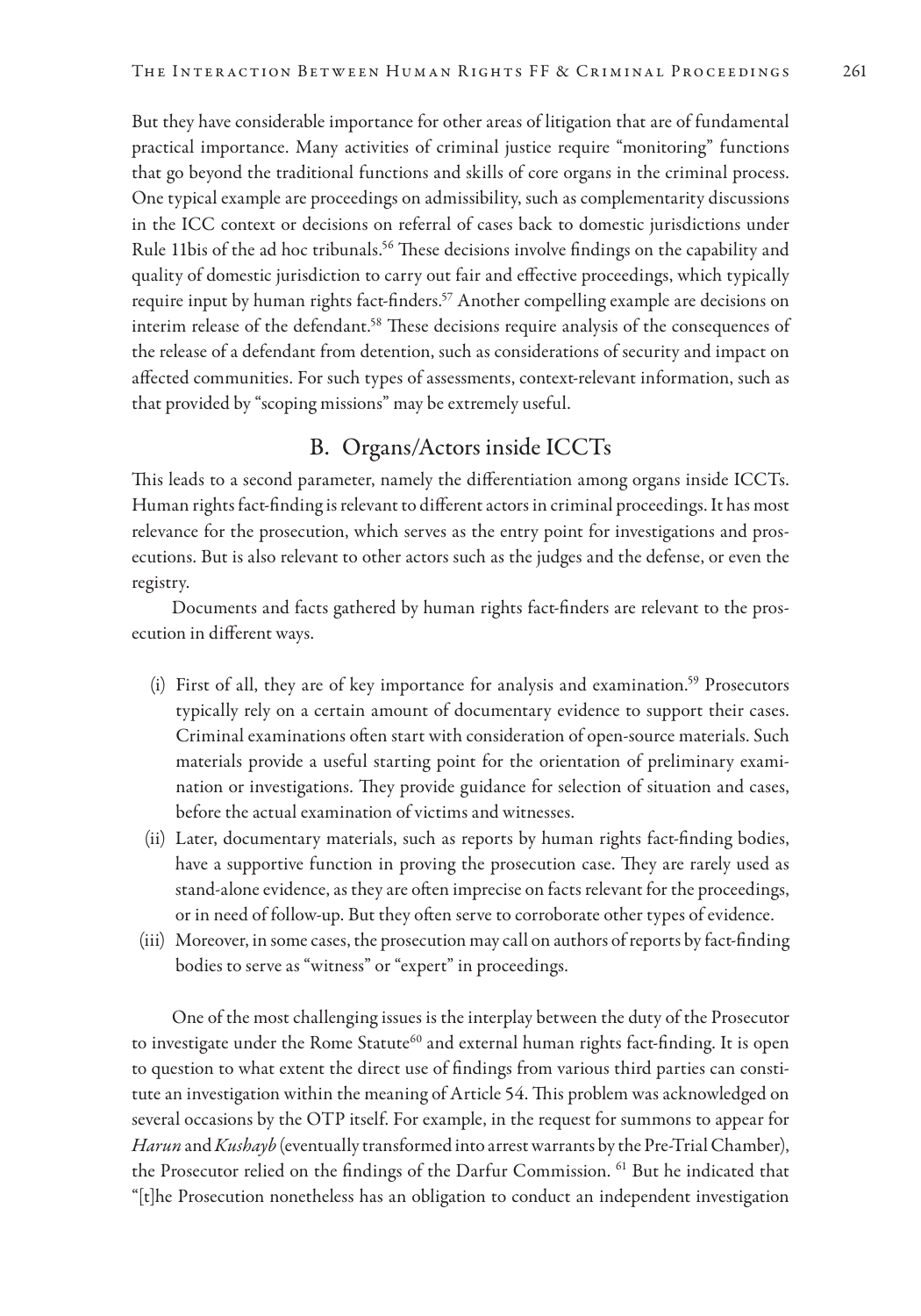But they have considerable importance for other areas of litigation that are of fundamental practical importance. Many activities of criminal justice require "monitoring" functions that go beyond the traditional functions and skills of core organs in the criminal process. One typical example are proceedings on admissibility, such as complementarity discussions in the ICC context or decisions on referral of cases back to domestic jurisdictions under Rule 11bis of the ad hoc tribunals.[56] These decisions involve findings on the capability and quality of domestic jurisdiction to carry out fair and effective proceedings, which typically require input by human rights fact-finders.[57] Another compelling example are decisions on interim release of the defendant.[58] These decisions require analysis of the consequences of the release of a defendant from detention, such as considerations of security and impact on affected communities. For such types of assessments, context-relevant information, such as that provided by "scoping missions" may be extremely useful.

## B. Organs/Actors inside ICCTs

This leads to a second parameter, namely the differentiation among organs inside ICCTs. Human rights fact-finding is relevant to different actors in criminal proceedings. It has most relevance for the prosecution, which serves as the entry point for investigations and prosecutions. But is also relevant to other actors such as the judges and the defense, or even the registry.

Documents and facts gathered by human rights fact-finders are relevant to the prosecution in different ways.

(i) First of all, they are of key importance for analysis and examination.[59] Prosecutors typically rely on a certain amount of documentary evidence to support their cases. Criminal examinations often start with consideration of open-source materials. Such materials provide a useful starting point for the orientation of preliminary examination or investigations. They provide guidance for selection of situation and cases, before the actual examination of victims and witnesses.

(ii) Later, documentary materials, such as reports by human rights fact-finding bodies, have a supportive function in proving the prosecution case. They are rarely used as stand-alone evidence, as they are often imprecise on facts relevant for the proceedings, or in need of follow-up. But they often serve to corroborate other types of evidence.

(iii) Moreover, in some cases, the prosecution may call on authors of reports by fact-finding bodies to serve as "witness" or "expert" in proceedings.

One of the most challenging issues is the interplay between the duty of the Prosecutor to investigate under the Rome Statute[60] and external human rights fact-finding. It is open to question to what extent the direct use of findings from various third parties can constitute an investigation within the meaning of Article 54. This problem was acknowledged on several occasions by the OTP itself. For example, in the request for summons to appear for *Harun* and *Kushayb* (eventually transformed into arrest warrants by the Pre-Trial Chamber), the Prosecutor relied on the findings of the Darfur Commission. [61] But he indicated that "[t]he Prosecution nonetheless has an obligation to conduct an independent investigation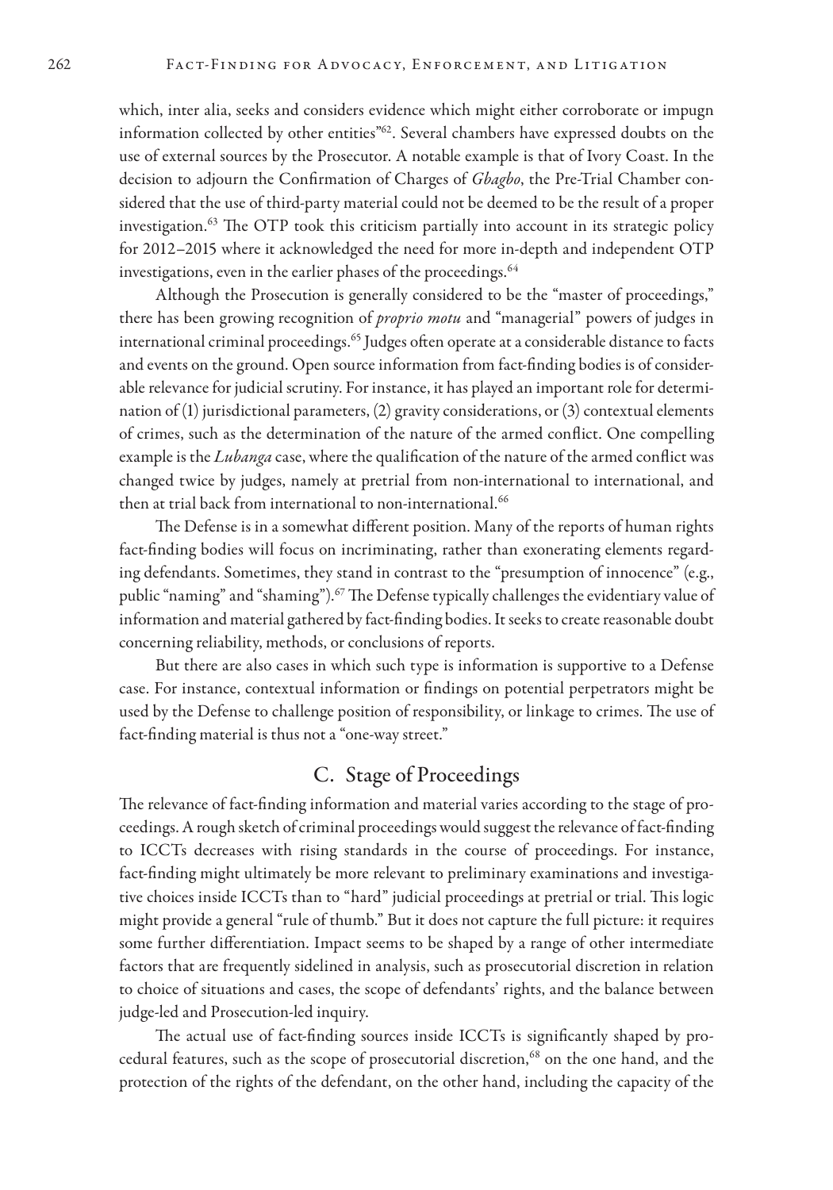which, inter alia, seeks and considers evidence which might either corroborate or impugn information collected by other entities"[62]. Several chambers have expressed doubts on the use of external sources by the Prosecutor. A notable example is that of Ivory Coast. In the decision to adjourn the Confirmation of Charges of *Gbagbo*, the Pre-Trial Chamber considered that the use of third-party material could not be deemed to be the result of a proper investigation.[63] The OTP took this criticism partially into account in its strategic policy for 2012–2015 where it acknowledged the need for more in-depth and independent OTP investigations, even in the earlier phases of the proceedings.[64]

Although the Prosecution is generally considered to be the "master of proceedings," there has been growing recognition of *proprio motu* and "managerial" powers of judges in international criminal proceedings.[65] Judges often operate at a considerable distance to facts and events on the ground. Open source information from fact-finding bodies is of considerable relevance for judicial scrutiny. For instance, it has played an important role for determination of (1) jurisdictional parameters, (2) gravity considerations, or (3) contextual elements of crimes, such as the determination of the nature of the armed conflict. One compelling example is the *Lubanga* case, where the qualification of the nature of the armed conflict was changed twice by judges, namely at pretrial from non-international to international, and then at trial back from international to non-international.[66]

The Defense is in a somewhat different position. Many of the reports of human rights fact-finding bodies will focus on incriminating, rather than exonerating elements regarding defendants. Sometimes, they stand in contrast to the "presumption of innocence" (e.g., public "naming" and "shaming").[67] The Defense typically challenges the evidentiary value of information and material gathered by fact-finding bodies. It seeks to create reasonable doubt concerning reliability, methods, or conclusions of reports.

But there are also cases in which such type is information is supportive to a Defense case. For instance, contextual information or findings on potential perpetrators might be used by the Defense to challenge position of responsibility, or linkage to crimes. The use of fact-finding material is thus not a "one-way street."

## C. Stage of Proceedings

The relevance of fact-finding information and material varies according to the stage of proceedings. A rough sketch of criminal proceedings would suggest the relevance of fact-finding to ICCTs decreases with rising standards in the course of proceedings. For instance, fact-finding might ultimately be more relevant to preliminary examinations and investigative choices inside ICCTs than to "hard" judicial proceedings at pretrial or trial. This logic might provide a general "rule of thumb." But it does not capture the full picture: it requires some further differentiation. Impact seems to be shaped by a range of other intermediate factors that are frequently sidelined in analysis, such as prosecutorial discretion in relation to choice of situations and cases, the scope of defendants' rights, and the balance between judge-led and Prosecution-led inquiry.

The actual use of fact-finding sources inside ICCTs is significantly shaped by procedural features, such as the scope of prosecutorial discretion,[68] on the one hand, and the protection of the rights of the defendant, on the other hand, including the capacity of the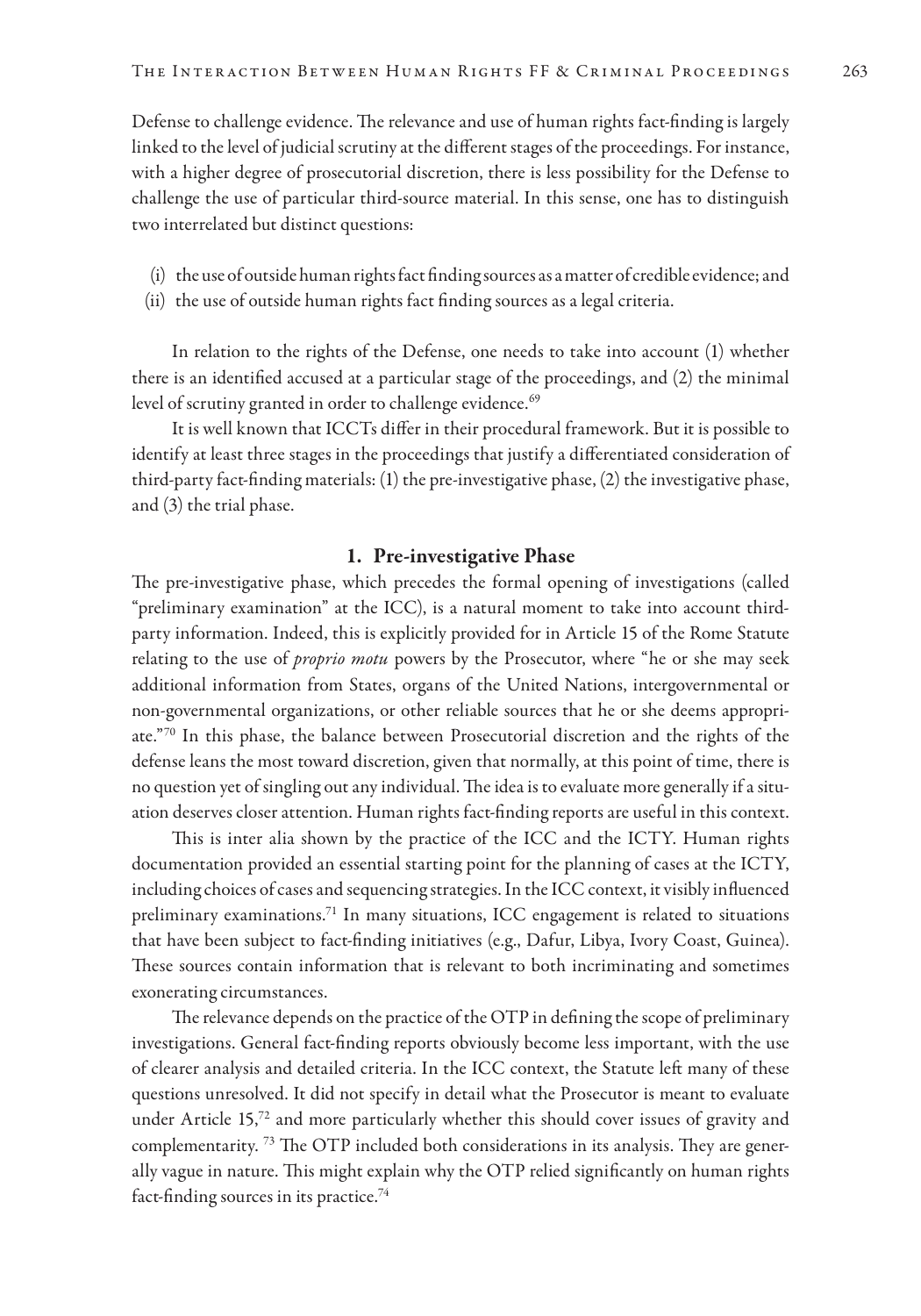Defense to challenge evidence. The relevance and use of human rights fact-finding is largely linked to the level of judicial scrutiny at the different stages of the proceedings. For instance, with a higher degree of prosecutorial discretion, there is less possibility for the Defense to challenge the use of particular third-source material. In this sense, one has to distinguish two interrelated but distinct questions:

(i) the use of outside human rights fact finding sources as a matter of credible evidence; and
(ii) the use of outside human rights fact finding sources as a legal criteria.

In relation to the rights of the Defense, one needs to take into account (1) whether there is an identified accused at a particular stage of the proceedings, and (2) the minimal level of scrutiny granted in order to challenge evidence.[69]

It is well known that ICCTs differ in their procedural framework. But it is possible to identify at least three stages in the proceedings that justify a differentiated consideration of third-party fact-finding materials: (1) the pre-investigative phase, (2) the investigative phase, and (3) the trial phase.

### 1. Pre-investigative Phase

The pre-investigative phase, which precedes the formal opening of investigations (called "preliminary examination" at the ICC), is a natural moment to take into account third-party information. Indeed, this is explicitly provided for in Article 15 of the Rome Statute relating to the use of *proprio motu* powers by the Prosecutor, where "he or she may seek additional information from States, organs of the United Nations, intergovernmental or non-governmental organizations, or other reliable sources that he or she deems appropriate."[70] In this phase, the balance between Prosecutorial discretion and the rights of the defense leans the most toward discretion, given that normally, at this point of time, there is no question yet of singling out any individual. The idea is to evaluate more generally if a situation deserves closer attention. Human rights fact-finding reports are useful in this context.

This is inter alia shown by the practice of the ICC and the ICTY. Human rights documentation provided an essential starting point for the planning of cases at the ICTY, including choices of cases and sequencing strategies. In the ICC context, it visibly influenced preliminary examinations.[71] In many situations, ICC engagement is related to situations that have been subject to fact-finding initiatives (e.g., Dafur, Libya, Ivory Coast, Guinea). These sources contain information that is relevant to both incriminating and sometimes exonerating circumstances.

The relevance depends on the practice of the OTP in defining the scope of preliminary investigations. General fact-finding reports obviously become less important, with the use of clearer analysis and detailed criteria. In the ICC context, the Statute left many of these questions unresolved. It did not specify in detail what the Prosecutor is meant to evaluate under Article 15,[72] and more particularly whether this should cover issues of gravity and complementarity. [73] The OTP included both considerations in its analysis. They are generally vague in nature. This might explain why the OTP relied significantly on human rights fact-finding sources in its practice.[74]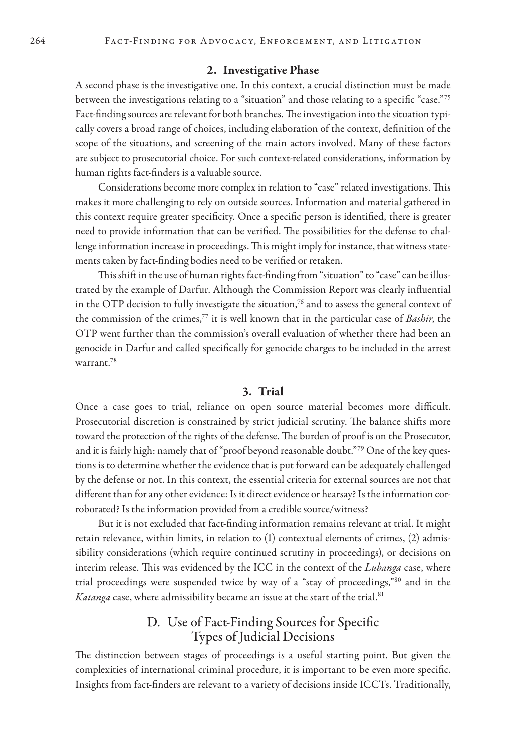### 2. Investigative Phase

A second phase is the investigative one. In this context, a crucial distinction must be made between the investigations relating to a "situation" and those relating to a specific "case."[75] Fact-finding sources are relevant for both branches. The investigation into the situation typically covers a broad range of choices, including elaboration of the context, definition of the scope of the situations, and screening of the main actors involved. Many of these factors are subject to prosecutorial choice. For such context-related considerations, information by human rights fact-finders is a valuable source.

Considerations become more complex in relation to "case" related investigations. This makes it more challenging to rely on outside sources. Information and material gathered in this context require greater specificity. Once a specific person is identified, there is greater need to provide information that can be verified. The possibilities for the defense to challenge information increase in proceedings. This might imply for instance, that witness statements taken by fact-finding bodies need to be verified or retaken.

This shift in the use of human rights fact-finding from "situation" to "case" can be illustrated by the example of Darfur. Although the Commission Report was clearly influential in the OTP decision to fully investigate the situation,[76] and to assess the general context of the commission of the crimes,[77] it is well known that in the particular case of *Bashir*, the OTP went further than the commission's overall evaluation of whether there had been an genocide in Darfur and called specifically for genocide charges to be included in the arrest warrant.[78]

### 3. Trial

Once a case goes to trial, reliance on open source material becomes more difficult. Prosecutorial discretion is constrained by strict judicial scrutiny. The balance shifts more toward the protection of the rights of the defense. The burden of proof is on the Prosecutor, and it is fairly high: namely that of "proof beyond reasonable doubt."[79] One of the key questions is to determine whether the evidence that is put forward can be adequately challenged by the defense or not. In this context, the essential criteria for external sources are not that different than for any other evidence: Is it direct evidence or hearsay? Is the information corroborated? Is the information provided from a credible source/witness?

But it is not excluded that fact-finding information remains relevant at trial. It might retain relevance, within limits, in relation to (1) contextual elements of crimes, (2) admissibility considerations (which require continued scrutiny in proceedings), or decisions on interim release. This was evidenced by the ICC in the context of the *Lubanga* case, where trial proceedings were suspended twice by way of a "stay of proceedings,"[80] and in the *Katanga* case, where admissibility became an issue at the start of the trial.[81]

## D. Use of Fact-Finding Sources for Specific Types of Judicial Decisions

The distinction between stages of proceedings is a useful starting point. But given the complexities of international criminal procedure, it is important to be even more specific. Insights from fact-finders are relevant to a variety of decisions inside ICCTs. Traditionally,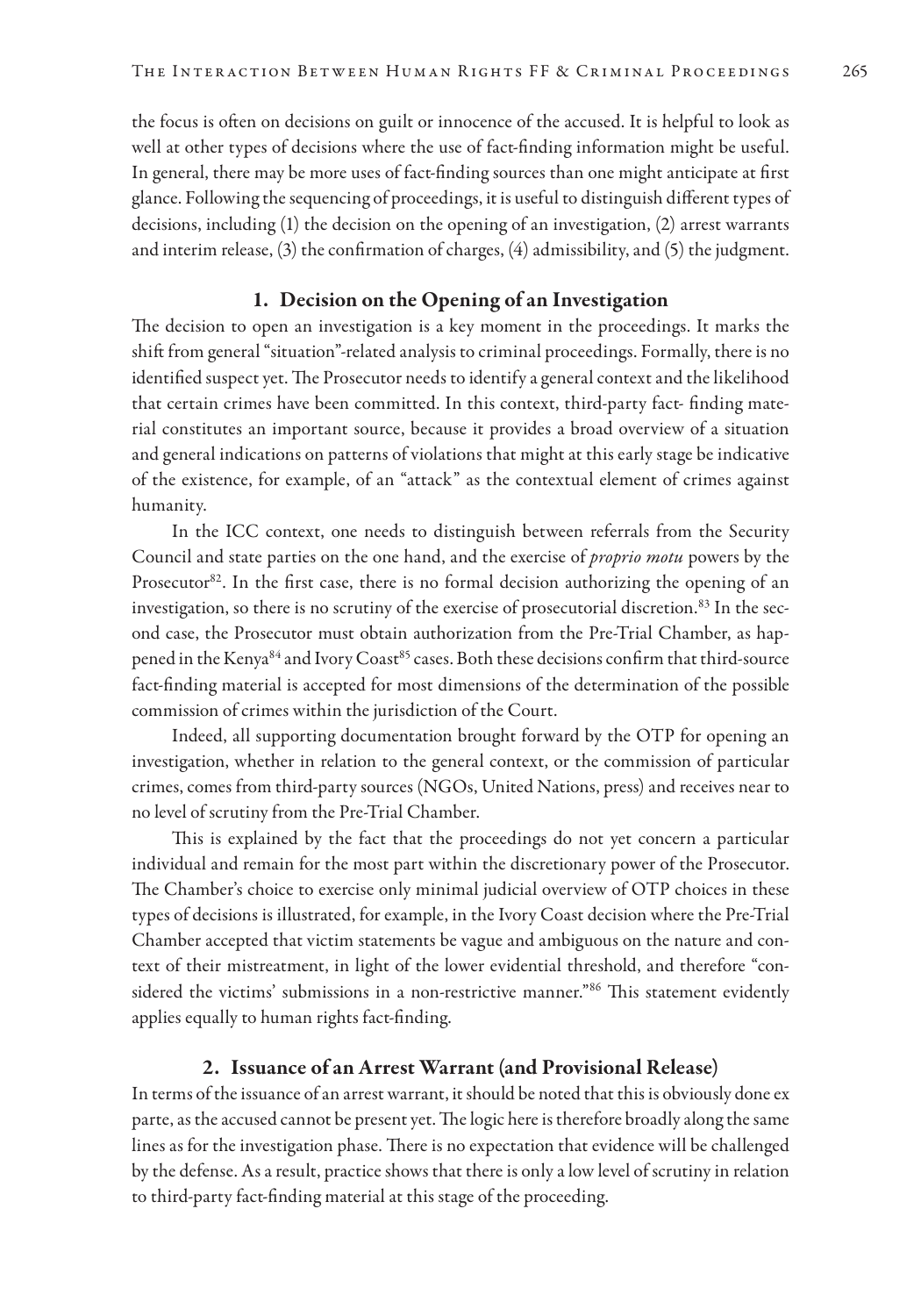the focus is often on decisions on guilt or innocence of the accused. It is helpful to look as well at other types of decisions where the use of fact-finding information might be useful. In general, there may be more uses of fact-finding sources than one might anticipate at first glance. Following the sequencing of proceedings, it is useful to distinguish different types of decisions, including (1) the decision on the opening of an investigation, (2) arrest warrants and interim release, (3) the confirmation of charges, (4) admissibility, and (5) the judgment.

### 1. Decision on the Opening of an Investigation

The decision to open an investigation is a key moment in the proceedings. It marks the shift from general "situation"-related analysis to criminal proceedings. Formally, there is no identified suspect yet. The Prosecutor needs to identify a general context and the likelihood that certain crimes have been committed. In this context, third-party fact- finding material constitutes an important source, because it provides a broad overview of a situation and general indications on patterns of violations that might at this early stage be indicative of the existence, for example, of an "attack" as the contextual element of crimes against humanity.

In the ICC context, one needs to distinguish between referrals from the Security Council and state parties on the one hand, and the exercise of *proprio motu* powers by the Prosecutor[82]. In the first case, there is no formal decision authorizing the opening of an investigation, so there is no scrutiny of the exercise of prosecutorial discretion.[83] In the second case, the Prosecutor must obtain authorization from the Pre-Trial Chamber, as happened in the Kenya[84] and Ivory Coast[85] cases. Both these decisions confirm that third-source fact-finding material is accepted for most dimensions of the determination of the possible commission of crimes within the jurisdiction of the Court.

Indeed, all supporting documentation brought forward by the OTP for opening an investigation, whether in relation to the general context, or the commission of particular crimes, comes from third-party sources (NGOs, United Nations, press) and receives near to no level of scrutiny from the Pre-Trial Chamber.

This is explained by the fact that the proceedings do not yet concern a particular individual and remain for the most part within the discretionary power of the Prosecutor. The Chamber's choice to exercise only minimal judicial overview of OTP choices in these types of decisions is illustrated, for example, in the Ivory Coast decision where the Pre-Trial Chamber accepted that victim statements be vague and ambiguous on the nature and context of their mistreatment, in light of the lower evidential threshold, and therefore "considered the victims' submissions in a non-restrictive manner."[86] This statement evidently applies equally to human rights fact-finding.

### 2. Issuance of an Arrest Warrant (and Provisional Release)

In terms of the issuance of an arrest warrant, it should be noted that this is obviously done ex parte, as the accused cannot be present yet. The logic here is therefore broadly along the same lines as for the investigation phase. There is no expectation that evidence will be challenged by the defense. As a result, practice shows that there is only a low level of scrutiny in relation to third-party fact-finding material at this stage of the proceeding.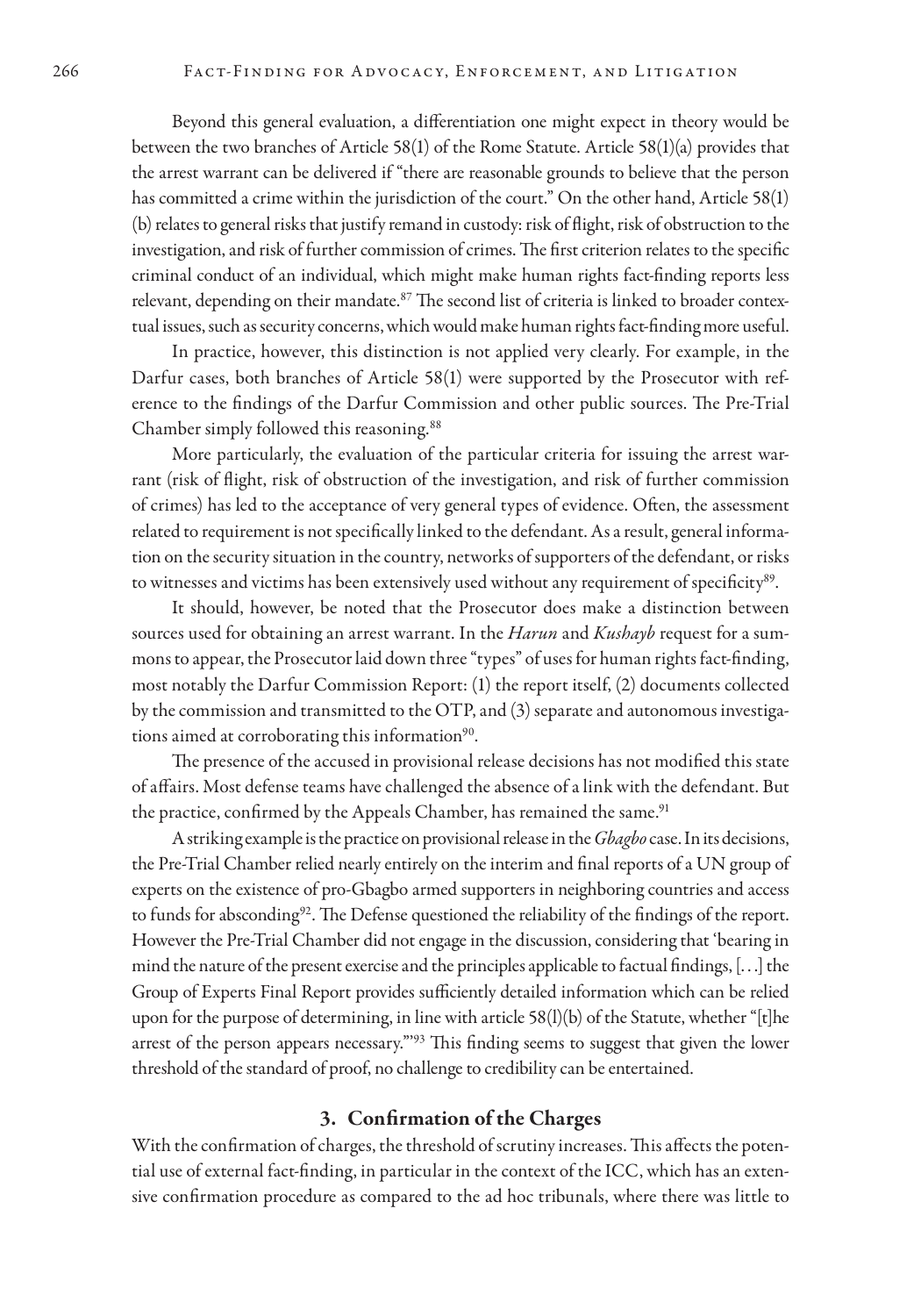Beyond this general evaluation, a differentiation one might expect in theory would be between the two branches of Article 58(1) of the Rome Statute. Article 58(1)(a) provides that the arrest warrant can be delivered if "there are reasonable grounds to believe that the person has committed a crime within the jurisdiction of the court." On the other hand, Article 58(1)(b) relates to general risks that justify remand in custody: risk of flight, risk of obstruction to the investigation, and risk of further commission of crimes. The first criterion relates to the specific criminal conduct of an individual, which might make human rights fact-finding reports less relevant, depending on their mandate.[87] The second list of criteria is linked to broader contextual issues, such as security concerns, which would make human rights fact-finding more useful.

In practice, however, this distinction is not applied very clearly. For example, in the Darfur cases, both branches of Article 58(1) were supported by the Prosecutor with reference to the findings of the Darfur Commission and other public sources. The Pre-Trial Chamber simply followed this reasoning.[88]

More particularly, the evaluation of the particular criteria for issuing the arrest warrant (risk of flight, risk of obstruction of the investigation, and risk of further commission of crimes) has led to the acceptance of very general types of evidence. Often, the assessment related to requirement is not specifically linked to the defendant. As a result, general information on the security situation in the country, networks of supporters of the defendant, or risks to witnesses and victims has been extensively used without any requirement of specificity[89].

It should, however, be noted that the Prosecutor does make a distinction between sources used for obtaining an arrest warrant. In the *Harun* and *Kushayb* request for a summons to appear, the Prosecutor laid down three "types" of uses for human rights fact-finding, most notably the Darfur Commission Report: (1) the report itself, (2) documents collected by the commission and transmitted to the OTP, and (3) separate and autonomous investigations aimed at corroborating this information[90].

The presence of the accused in provisional release decisions has not modified this state of affairs. Most defense teams have challenged the absence of a link with the defendant. But the practice, confirmed by the Appeals Chamber, has remained the same.[91]

A striking example is the practice on provisional release in the *Gbagbo* case. In its decisions, the Pre-Trial Chamber relied nearly entirely on the interim and final reports of a UN group of experts on the existence of pro-Gbagbo armed supporters in neighboring countries and access to funds for absconding[92]. The Defense questioned the reliability of the findings of the report. However the Pre-Trial Chamber did not engage in the discussion, considering that 'bearing in mind the nature of the present exercise and the principles applicable to factual findings, [. . .] the Group of Experts Final Report provides sufficiently detailed information which can be relied upon for the purpose of determining, in line with article 58(l)(b) of the Statute, whether "[t]he arrest of the person appears necessary."'[93] This finding seems to suggest that given the lower threshold of the standard of proof, no challenge to credibility can be entertained.

## 3. Confirmation of the Charges

With the confirmation of charges, the threshold of scrutiny increases. This affects the potential use of external fact-finding, in particular in the context of the ICC, which has an extensive confirmation procedure as compared to the ad hoc tribunals, where there was little to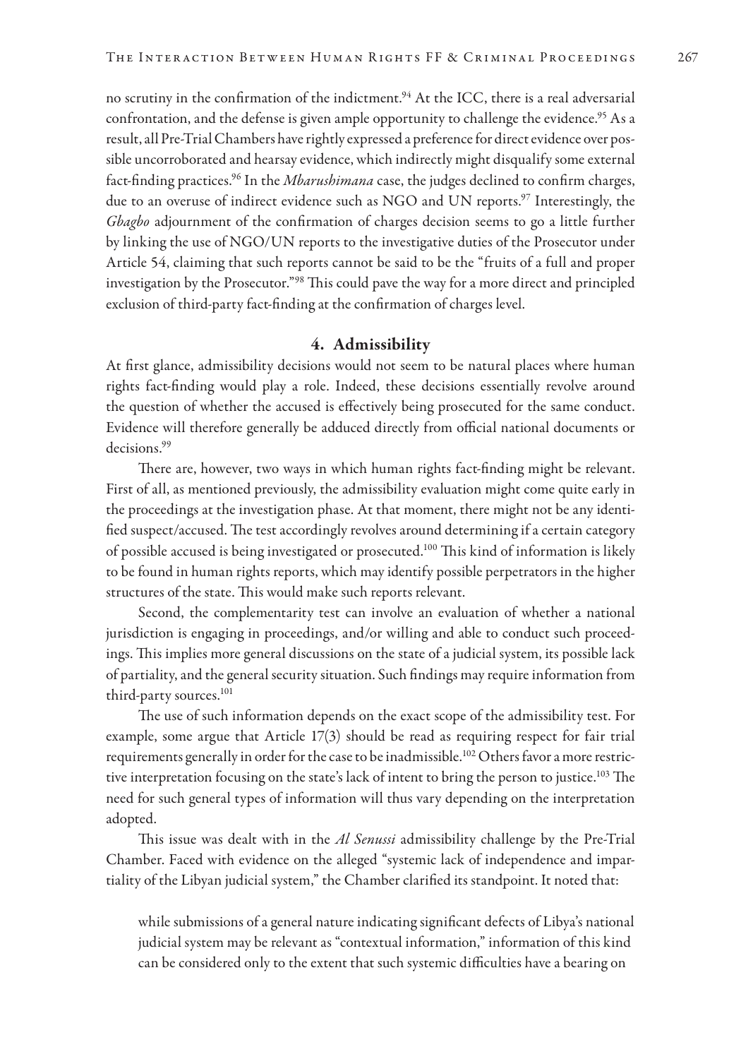no scrutiny in the confirmation of the indictment.[94] At the ICC, there is a real adversarial confrontation, and the defense is given ample opportunity to challenge the evidence.[95] As a result, all Pre-Trial Chambers have rightly expressed a preference for direct evidence over possible uncorroborated and hearsay evidence, which indirectly might disqualify some external fact-finding practices.[96] In the *Mbarushimana* case, the judges declined to confirm charges, due to an overuse of indirect evidence such as NGO and UN reports.[97] Interestingly, the *Gbagbo* adjournment of the confirmation of charges decision seems to go a little further by linking the use of NGO/UN reports to the investigative duties of the Prosecutor under Article 54, claiming that such reports cannot be said to be the "fruits of a full and proper investigation by the Prosecutor."[98] This could pave the way for a more direct and principled exclusion of third-party fact-finding at the confirmation of charges level.

## 4. Admissibility

At first glance, admissibility decisions would not seem to be natural places where human rights fact-finding would play a role. Indeed, these decisions essentially revolve around the question of whether the accused is effectively being prosecuted for the same conduct. Evidence will therefore generally be adduced directly from official national documents or decisions.[99]

There are, however, two ways in which human rights fact-finding might be relevant. First of all, as mentioned previously, the admissibility evaluation might come quite early in the proceedings at the investigation phase. At that moment, there might not be any identified suspect/accused. The test accordingly revolves around determining if a certain category of possible accused is being investigated or prosecuted.[100] This kind of information is likely to be found in human rights reports, which may identify possible perpetrators in the higher structures of the state. This would make such reports relevant.

Second, the complementarity test can involve an evaluation of whether a national jurisdiction is engaging in proceedings, and/or willing and able to conduct such proceedings. This implies more general discussions on the state of a judicial system, its possible lack of partiality, and the general security situation. Such findings may require information from third-party sources.[101]

The use of such information depends on the exact scope of the admissibility test. For example, some argue that Article 17(3) should be read as requiring respect for fair trial requirements generally in order for the case to be inadmissible.[102] Others favor a more restrictive interpretation focusing on the state's lack of intent to bring the person to justice.[103] The need for such general types of information will thus vary depending on the interpretation adopted.

This issue was dealt with in the *Al Senussi* admissibility challenge by the Pre-Trial Chamber. Faced with evidence on the alleged "systemic lack of independence and impartiality of the Libyan judicial system," the Chamber clarified its standpoint. It noted that:

> while submissions of a general nature indicating significant defects of Libya's national judicial system may be relevant as "contextual information," information of this kind can be considered only to the extent that such systemic difficulties have a bearing on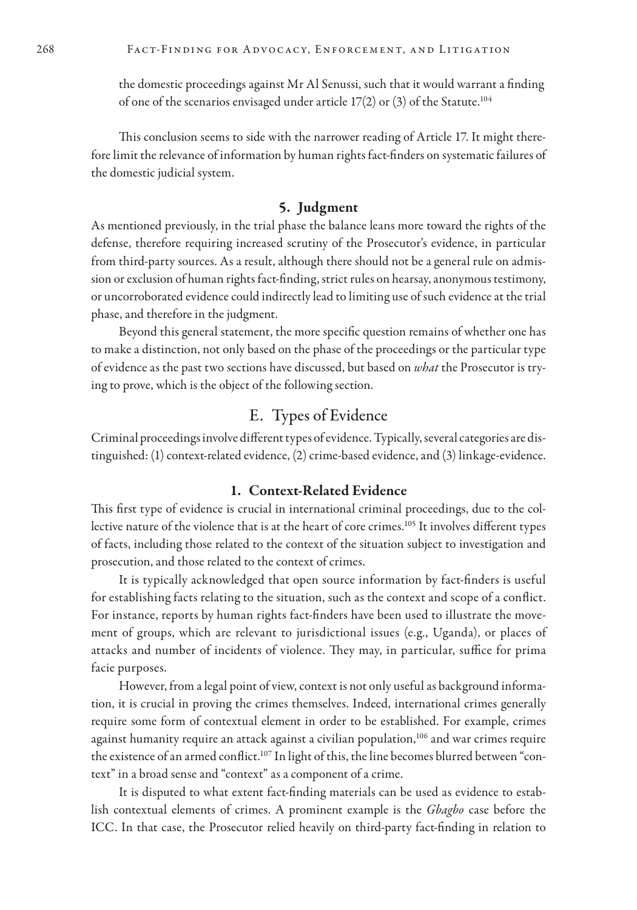the domestic proceedings against Mr Al Senussi, such that it would warrant a finding of one of the scenarios envisaged under article 17(2) or (3) of the Statute.[104]

This conclusion seems to side with the narrower reading of Article 17. It might therefore limit the relevance of information by human rights fact-finders on systematic failures of the domestic judicial system.

### 5. Judgment

As mentioned previously, in the trial phase the balance leans more toward the rights of the defense, therefore requiring increased scrutiny of the Prosecutor's evidence, in particular from third-party sources. As a result, although there should not be a general rule on admission or exclusion of human rights fact-finding, strict rules on hearsay, anonymous testimony, or uncorroborated evidence could indirectly lead to limiting use of such evidence at the trial phase, and therefore in the judgment.

Beyond this general statement, the more specific question remains of whether one has to make a distinction, not only based on the phase of the proceedings or the particular type of evidence as the past two sections have discussed, but based on *what* the Prosecutor is trying to prove, which is the object of the following section.

## E. Types of Evidence

Criminal proceedings involve different types of evidence. Typically, several categories are distinguished: (1) context-related evidence, (2) crime-based evidence, and (3) linkage-evidence.

### 1. Context-Related Evidence

This first type of evidence is crucial in international criminal proceedings, due to the collective nature of the violence that is at the heart of core crimes.[105] It involves different types of facts, including those related to the context of the situation subject to investigation and prosecution, and those related to the context of crimes.

It is typically acknowledged that open source information by fact-finders is useful for establishing facts relating to the situation, such as the context and scope of a conflict. For instance, reports by human rights fact-finders have been used to illustrate the movement of groups, which are relevant to jurisdictional issues (e.g., Uganda), or places of attacks and number of incidents of violence. They may, in particular, suffice for prima facie purposes.

However, from a legal point of view, context is not only useful as background information, it is crucial in proving the crimes themselves. Indeed, international crimes generally require some form of contextual element in order to be established. For example, crimes against humanity require an attack against a civilian population,[106] and war crimes require the existence of an armed conflict.[107] In light of this, the line becomes blurred between "context" in a broad sense and "context" as a component of a crime.

It is disputed to what extent fact-finding materials can be used as evidence to establish contextual elements of crimes. A prominent example is the *Gbagbo* case before the ICC. In that case, the Prosecutor relied heavily on third-party fact-finding in relation to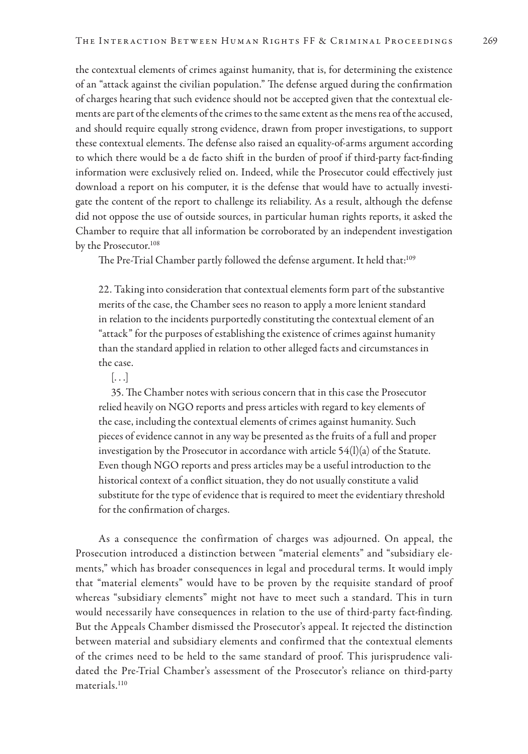the contextual elements of crimes against humanity, that is, for determining the existence of an "attack against the civilian population." The defense argued during the confirmation of charges hearing that such evidence should not be accepted given that the contextual elements are part of the elements of the crimes to the same extent as the mens rea of the accused, and should require equally strong evidence, drawn from proper investigations, to support these contextual elements. The defense also raised an equality-of-arms argument according to which there would be a de facto shift in the burden of proof if third-party fact-finding information were exclusively relied on. Indeed, while the Prosecutor could effectively just download a report on his computer, it is the defense that would have to actually investigate the content of the report to challenge its reliability. As a result, although the defense did not oppose the use of outside sources, in particular human rights reports, it asked the Chamber to require that all information be corroborated by an independent investigation by the Prosecutor.[108]

The Pre-Trial Chamber partly followed the defense argument. It held that:[109]

> 22. Taking into consideration that contextual elements form part of the substantive merits of the case, the Chamber sees no reason to apply a more lenient standard in relation to the incidents purportedly constituting the contextual element of an "attack" for the purposes of establishing the existence of crimes against humanity than the standard applied in relation to other alleged facts and circumstances in the case.
>
> [. . .]
>
> 35. The Chamber notes with serious concern that in this case the Prosecutor relied heavily on NGO reports and press articles with regard to key elements of the case, including the contextual elements of crimes against humanity. Such pieces of evidence cannot in any way be presented as the fruits of a full and proper investigation by the Prosecutor in accordance with article 54(l)(a) of the Statute. Even though NGO reports and press articles may be a useful introduction to the historical context of a conflict situation, they do not usually constitute a valid substitute for the type of evidence that is required to meet the evidentiary threshold for the confirmation of charges.

As a consequence the confirmation of charges was adjourned. On appeal, the Prosecution introduced a distinction between "material elements" and "subsidiary elements," which has broader consequences in legal and procedural terms. It would imply that "material elements" would have to be proven by the requisite standard of proof whereas "subsidiary elements" might not have to meet such a standard. This in turn would necessarily have consequences in relation to the use of third-party fact-finding. But the Appeals Chamber dismissed the Prosecutor's appeal. It rejected the distinction between material and subsidiary elements and confirmed that the contextual elements of the crimes need to be held to the same standard of proof. This jurisprudence validated the Pre-Trial Chamber's assessment of the Prosecutor's reliance on third-party materials.[110]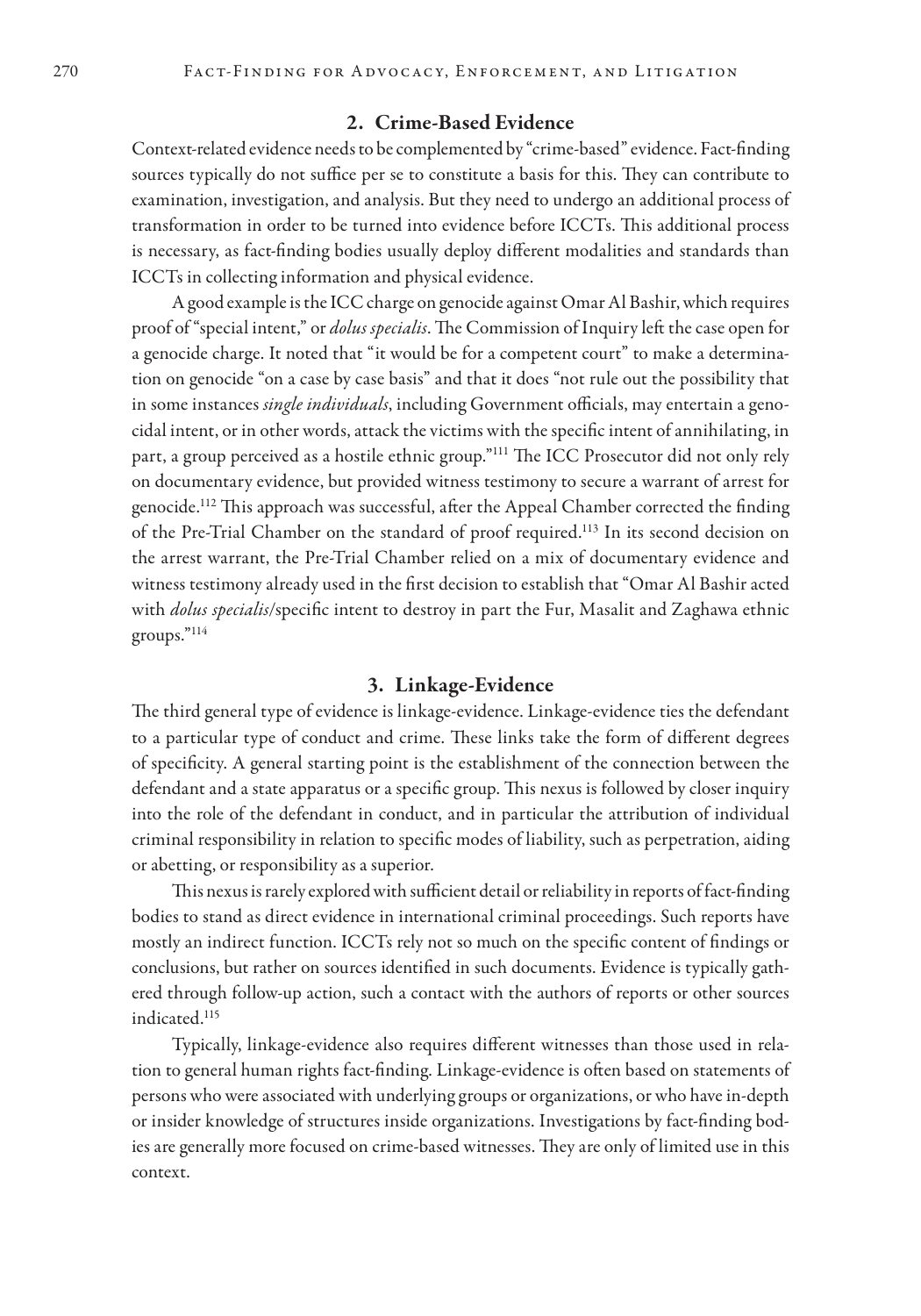### 2. Crime-Based Evidence

Context-related evidence needs to be complemented by "crime-based" evidence. Fact-finding sources typically do not suffice per se to constitute a basis for this. They can contribute to examination, investigation, and analysis. But they need to undergo an additional process of transformation in order to be turned into evidence before ICCTs. This additional process is necessary, as fact-finding bodies usually deploy different modalities and standards than ICCTs in collecting information and physical evidence.

A good example is the ICC charge on genocide against Omar Al Bashir, which requires proof of "special intent," or *dolus specialis*. The Commission of Inquiry left the case open for a genocide charge. It noted that "it would be for a competent court" to make a determination on genocide "on a case by case basis" and that it does "not rule out the possibility that in some instances *single individuals*, including Government officials, may entertain a genocidal intent, or in other words, attack the victims with the specific intent of annihilating, in part, a group perceived as a hostile ethnic group."[111] The ICC Prosecutor did not only rely on documentary evidence, but provided witness testimony to secure a warrant of arrest for genocide.[112] This approach was successful, after the Appeal Chamber corrected the finding of the Pre-Trial Chamber on the standard of proof required.[113] In its second decision on the arrest warrant, the Pre-Trial Chamber relied on a mix of documentary evidence and witness testimony already used in the first decision to establish that "Omar Al Bashir acted with *dolus specialis*/specific intent to destroy in part the Fur, Masalit and Zaghawa ethnic groups."[114]

### 3. Linkage-Evidence

The third general type of evidence is linkage-evidence. Linkage-evidence ties the defendant to a particular type of conduct and crime. These links take the form of different degrees of specificity. A general starting point is the establishment of the connection between the defendant and a state apparatus or a specific group. This nexus is followed by closer inquiry into the role of the defendant in conduct, and in particular the attribution of individual criminal responsibility in relation to specific modes of liability, such as perpetration, aiding or abetting, or responsibility as a superior.

This nexus is rarely explored with sufficient detail or reliability in reports of fact-finding bodies to stand as direct evidence in international criminal proceedings. Such reports have mostly an indirect function. ICCTs rely not so much on the specific content of findings or conclusions, but rather on sources identified in such documents. Evidence is typically gathered through follow-up action, such a contact with the authors of reports or other sources indicated.[115]

Typically, linkage-evidence also requires different witnesses than those used in relation to general human rights fact-finding. Linkage-evidence is often based on statements of persons who were associated with underlying groups or organizations, or who have in-depth or insider knowledge of structures inside organizations. Investigations by fact-finding bodies are generally more focused on crime-based witnesses. They are only of limited use in this context.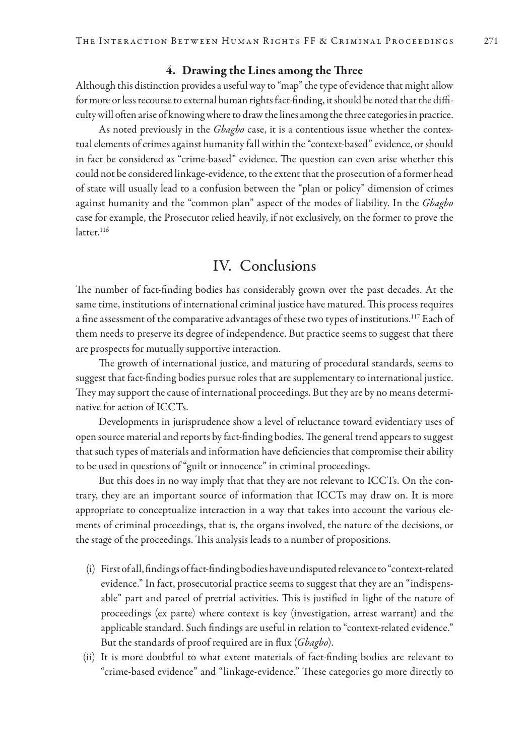### 4. Drawing the Lines among the Three

Although this distinction provides a useful way to "map" the type of evidence that might allow for more or less recourse to external human rights fact-finding, it should be noted that the difficulty will often arise of knowing where to draw the lines among the three categories in practice.

As noted previously in the *Gbagbo* case, it is a contentious issue whether the contextual elements of crimes against humanity fall within the "context-based" evidence, or should in fact be considered as "crime-based" evidence. The question can even arise whether this could not be considered linkage-evidence, to the extent that the prosecution of a former head of state will usually lead to a confusion between the "plan or policy" dimension of crimes against humanity and the "common plan" aspect of the modes of liability. In the *Gbagbo* case for example, the Prosecutor relied heavily, if not exclusively, on the former to prove the latter.[116]

## IV. Conclusions

The number of fact-finding bodies has considerably grown over the past decades. At the same time, institutions of international criminal justice have matured. This process requires a fine assessment of the comparative advantages of these two types of institutions.[117] Each of them needs to preserve its degree of independence. But practice seems to suggest that there are prospects for mutually supportive interaction.

The growth of international justice, and maturing of procedural standards, seems to suggest that fact-finding bodies pursue roles that are supplementary to international justice. They may support the cause of international proceedings. But they are by no means determinative for action of ICCTs.

Developments in jurisprudence show a level of reluctance toward evidentiary uses of open source material and reports by fact-finding bodies. The general trend appears to suggest that such types of materials and information have deficiencies that compromise their ability to be used in questions of "guilt or innocence" in criminal proceedings.

But this does in no way imply that that they are not relevant to ICCTs. On the contrary, they are an important source of information that ICCTs may draw on. It is more appropriate to conceptualize interaction in a way that takes into account the various elements of criminal proceedings, that is, the organs involved, the nature of the decisions, or the stage of the proceedings. This analysis leads to a number of propositions.

(i) First of all, findings of fact-finding bodies have undisputed relevance to "context-related evidence." In fact, prosecutorial practice seems to suggest that they are an "indispensable" part and parcel of pretrial activities. This is justified in light of the nature of proceedings (ex parte) where context is key (investigation, arrest warrant) and the applicable standard. Such findings are useful in relation to "context-related evidence." But the standards of proof required are in flux (*Gbagbo*).

(ii) It is more doubtful to what extent materials of fact-finding bodies are relevant to "crime-based evidence" and "linkage-evidence." These categories go more directly to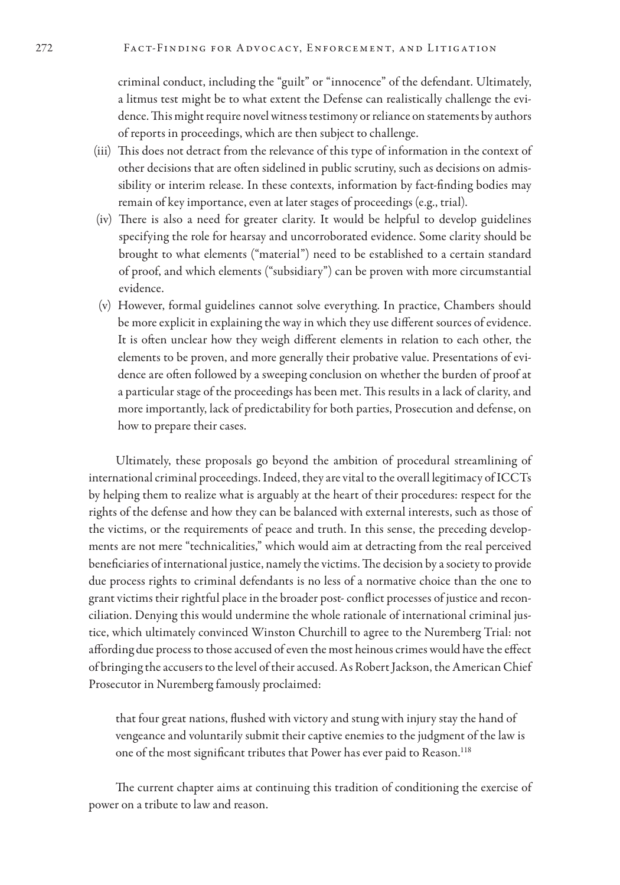criminal conduct, including the "guilt" or "innocence" of the defendant. Ultimately, a litmus test might be to what extent the Defense can realistically challenge the evidence. This might require novel witness testimony or reliance on statements by authors of reports in proceedings, which are then subject to challenge.

(iii) This does not detract from the relevance of this type of information in the context of other decisions that are often sidelined in public scrutiny, such as decisions on admissibility or interim release. In these contexts, information by fact-finding bodies may remain of key importance, even at later stages of proceedings (e.g., trial).

(iv) There is also a need for greater clarity. It would be helpful to develop guidelines specifying the role for hearsay and uncorroborated evidence. Some clarity should be brought to what elements ("material") need to be established to a certain standard of proof, and which elements ("subsidiary") can be proven with more circumstantial evidence.

(v) However, formal guidelines cannot solve everything. In practice, Chambers should be more explicit in explaining the way in which they use different sources of evidence. It is often unclear how they weigh different elements in relation to each other, the elements to be proven, and more generally their probative value. Presentations of evidence are often followed by a sweeping conclusion on whether the burden of proof at a particular stage of the proceedings has been met. This results in a lack of clarity, and more importantly, lack of predictability for both parties, Prosecution and defense, on how to prepare their cases.

Ultimately, these proposals go beyond the ambition of procedural streamlining of international criminal proceedings. Indeed, they are vital to the overall legitimacy of ICCTs by helping them to realize what is arguably at the heart of their procedures: respect for the rights of the defense and how they can be balanced with external interests, such as those of the victims, or the requirements of peace and truth. In this sense, the preceding developments are not mere "technicalities," which would aim at detracting from the real perceived beneficiaries of international justice, namely the victims. The decision by a society to provide due process rights to criminal defendants is no less of a normative choice than the one to grant victims their rightful place in the broader post- conflict processes of justice and reconciliation. Denying this would undermine the whole rationale of international criminal justice, which ultimately convinced Winston Churchill to agree to the Nuremberg Trial: not affording due process to those accused of even the most heinous crimes would have the effect of bringing the accusers to the level of their accused. As Robert Jackson, the American Chief Prosecutor in Nuremberg famously proclaimed:

> that four great nations, flushed with victory and stung with injury stay the hand of vengeance and voluntarily submit their captive enemies to the judgment of the law is one of the most significant tributes that Power has ever paid to Reason.[118]

The current chapter aims at continuing this tradition of conditioning the exercise of power on a tribute to law and reason.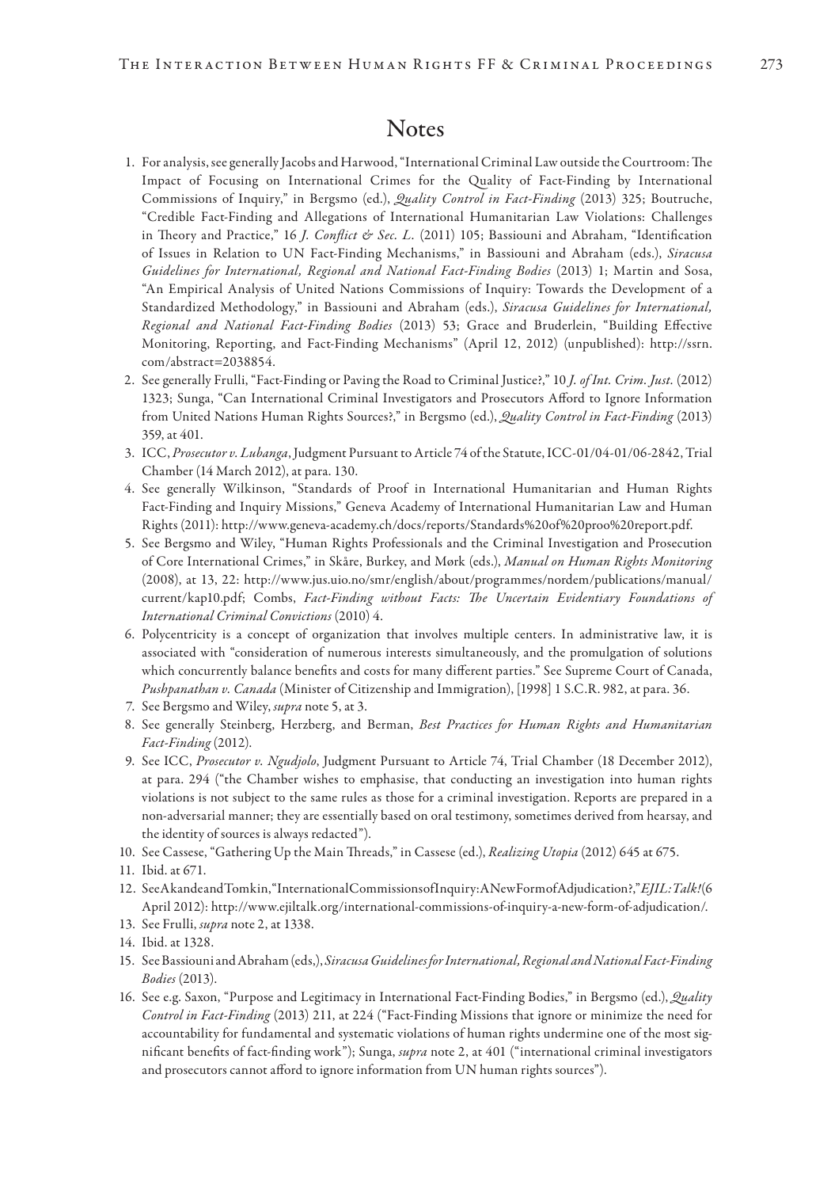# Notes

1. For analysis, see generally Jacobs and Harwood, "International Criminal Law outside the Courtroom: The Impact of Focusing on International Crimes for the Quality of Fact-Finding by International Commissions of Inquiry," in Bergsmo (ed.), *Quality Control in Fact-Finding* (2013) 325; Boutruche, "Credible Fact-Finding and Allegations of International Humanitarian Law Violations: Challenges in Theory and Practice," 16 *J. Conflict & Sec. L.* (2011) 105; Bassiouni and Abraham, "Identification of Issues in Relation to UN Fact-Finding Mechanisms," in Bassiouni and Abraham (eds.), *Siracusa Guidelines for International, Regional and National Fact-Finding Bodies* (2013) 1; Martin and Sosa, "An Empirical Analysis of United Nations Commissions of Inquiry: Towards the Development of a Standardized Methodology," in Bassiouni and Abraham (eds.), *Siracusa Guidelines for International, Regional and National Fact-Finding Bodies* (2013) 53; Grace and Bruderlein, "Building Effective Monitoring, Reporting, and Fact-Finding Mechanisms" (April 12, 2012) (unpublished): http://ssrn.com/abstract=2038854.
2. See generally Frulli, "Fact-Finding or Paving the Road to Criminal Justice?," 10 *J. of Int. Crim. Just.* (2012) 1323; Sunga, "Can International Criminal Investigators and Prosecutors Afford to Ignore Information from United Nations Human Rights Sources?," in Bergsmo (ed.), *Quality Control in Fact-Finding* (2013) 359, at 401.
3. ICC, *Prosecutor v. Lubanga*, Judgment Pursuant to Article 74 of the Statute, ICC-01/04-01/06-2842, Trial Chamber (14 March 2012), at para. 130.
4. See generally Wilkinson, "Standards of Proof in International Humanitarian and Human Rights Fact-Finding and Inquiry Missions," Geneva Academy of International Humanitarian Law and Human Rights (2011): http://www.geneva-academy.ch/docs/reports/Standards%20of%20proo%20report.pdf.
5. See Bergsmo and Wiley, "Human Rights Professionals and the Criminal Investigation and Prosecution of Core International Crimes," in Skåre, Burkey, and Mørk (eds.), *Manual on Human Rights Monitoring* (2008), at 13, 22: http://www.jus.uio.no/smr/english/about/programmes/nordem/publications/manual/current/kap10.pdf; Combs, *Fact-Finding without Facts: The Uncertain Evidentiary Foundations of International Criminal Convictions* (2010) 4.
6. Polycentricity is a concept of organization that involves multiple centers. In administrative law, it is associated with "consideration of numerous interests simultaneously, and the promulgation of solutions which concurrently balance benefits and costs for many different parties." See Supreme Court of Canada, *Pushpanathan v. Canada* (Minister of Citizenship and Immigration), [1998] 1 S.C.R. 982, at para. 36.
7. See Bergsmo and Wiley, *supra* note 5, at 3.
8. See generally Steinberg, Herzberg, and Berman, *Best Practices for Human Rights and Humanitarian Fact-Finding* (2012).
9. See ICC, *Prosecutor v. Ngudjolo*, Judgment Pursuant to Article 74, Trial Chamber (18 December 2012), at para. 294 ("the Chamber wishes to emphasise, that conducting an investigation into human rights violations is not subject to the same rules as those for a criminal investigation. Reports are prepared in a non-adversarial manner; they are essentially based on oral testimony, sometimes derived from hearsay, and the identity of sources is always redacted").
10. See Cassese, "Gathering Up the Main Threads," in Cassese (ed.), *Realizing Utopia* (2012) 645 at 675.
11. Ibid. at 671.
12. See Akande and Tomkin, "International Commissions of Inquiry: A New Form of Adjudication?," *EJIL: Talk!* (6 April 2012): http://www.ejiltalk.org/international-commissions-of-inquiry-a-new-form-of-adjudication/.
13. See Frulli, *supra* note 2, at 1338.
14. Ibid. at 1328.
15. See Bassiouni and Abraham (eds,), *Siracusa Guidelines for International, Regional and National Fact-Finding Bodies* (2013).
16. See e.g. Saxon, "Purpose and Legitimacy in International Fact-Finding Bodies," in Bergsmo (ed.), *Quality Control in Fact-Finding* (2013) 211, at 224 ("Fact-Finding Missions that ignore or minimize the need for accountability for fundamental and systematic violations of human rights undermine one of the most significant benefits of fact-finding work"); Sunga, *supra* note 2, at 401 ("international criminal investigators and prosecutors cannot afford to ignore information from UN human rights sources").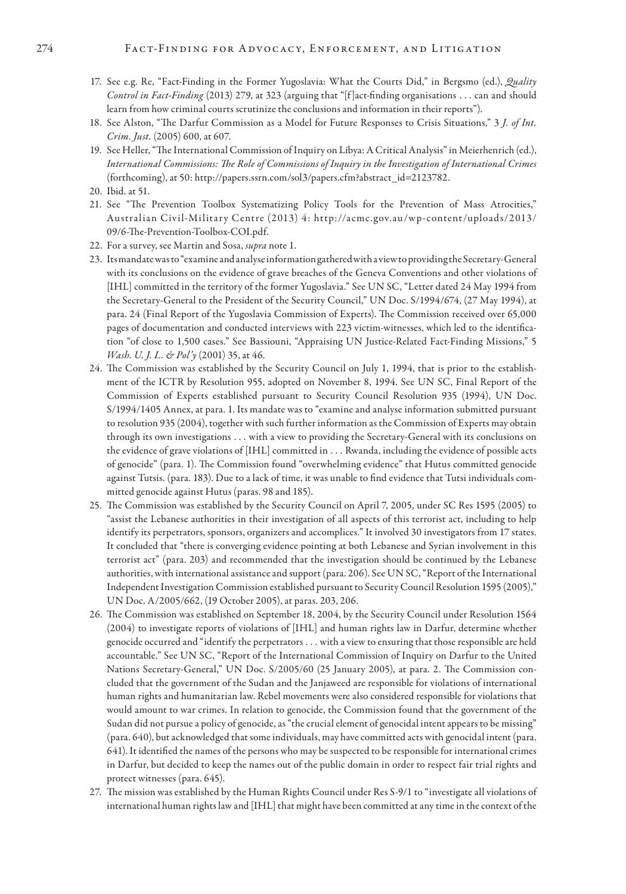17. See e.g. Re, "Fact-Finding in the Former Yugoslavia: What the Courts Did," in Bergsmo (ed.), *Quality Control in Fact-Finding* (2013) 279, at 323 (arguing that "[f]act-finding organisations . . . can and should learn from how criminal courts scrutinize the conclusions and information in their reports").
18. See Alston, "The Darfur Commission as a Model for Future Responses to Crisis Situations," 3 *J. of Int. Crim. Just*. (2005) 600, at 607.
19. See Heller, "The International Commission of Inquiry on Libya: A Critical Analysis" in Meierhenrich (ed.), *International Commissions: The Role of Commissions of Inquiry in the Investigation of International Crimes* (forthcoming), at 50: http://papers.ssrn.com/sol3/papers.cfm?abstract_id=2123782.
20. Ibid. at 51.
21. See "The Prevention Toolbox Systematizing Policy Tools for the Prevention of Mass Atrocities," Australian Civil-Military Centre (2013) 4: http://acmc.gov.au/wp-content/uploads/2013/09/6-The-Prevention-Toolbox-COI.pdf.
22. For a survey, see Martin and Sosa, *supra* note 1.
23. Its mandate was to "examine and analyse information gathered with a view to providing the Secretary-General with its conclusions on the evidence of grave breaches of the Geneva Conventions and other violations of [IHL] committed in the territory of the former Yugoslavia." See UN SC, "Letter dated 24 May 1994 from the Secretary-General to the President of the Security Council," UN Doc. S/1994/674, (27 May 1994), at para. 24 (Final Report of the Yugoslavia Commission of Experts). The Commission received over 65,000 pages of documentation and conducted interviews with 223 victim-witnesses, which led to the identification "of close to 1,500 cases." See Bassiouni, "Appraising UN Justice-Related Fact-Finding Missions," 5 *Wash. U. J. L. & Pol'y* (2001) 35, at 46.
24. The Commission was established by the Security Council on July 1, 1994, that is prior to the establishment of the ICTR by Resolution 955, adopted on November 8, 1994. See UN SC, Final Report of the Commission of Experts established pursuant to Security Council Resolution 935 (1994), UN Doc. S/1994/1405 Annex, at para. 1. Its mandate was to "examine and analyse information submitted pursuant to resolution 935 (2004), together with such further information as the Commission of Experts may obtain through its own investigations . . . with a view to providing the Secretary-General with its conclusions on the evidence of grave violations of [IHL] committed in . . . Rwanda, including the evidence of possible acts of genocide" (para. 1). The Commission found "overwhelming evidence" that Hutus committed genocide against Tutsis. (para. 183). Due to a lack of time, it was unable to find evidence that Tutsi individuals committed genocide against Hutus (paras. 98 and 185).
25. The Commission was established by the Security Council on April 7, 2005, under SC Res 1595 (2005) to "assist the Lebanese authorities in their investigation of all aspects of this terrorist act, including to help identify its perpetrators, sponsors, organizers and accomplices." It involved 30 investigators from 17 states. It concluded that "there is converging evidence pointing at both Lebanese and Syrian involvement in this terrorist act" (para. 203) and recommended that the investigation should be continued by the Lebanese authorities, with international assistance and support (para. 206). See UN SC, "Report of the International Independent Investigation Commission established pursuant to Security Council Resolution 1595 (2005)," UN Doc. A/2005/662, (19 October 2005), at paras. 203, 206.
26. The Commission was established on September 18, 2004, by the Security Council under Resolution 1564 (2004) to investigate reports of violations of [IHL] and human rights law in Darfur, determine whether genocide occurred and "identify the perpetrators . . . with a view to ensuring that those responsible are held accountable." See UN SC, "Report of the International Commission of Inquiry on Darfur to the United Nations Secretary-General," UN Doc. S/2005/60 (25 January 2005), at para. 2. The Commission concluded that the government of the Sudan and the Janjaweed are responsible for violations of international human rights and humanitarian law. Rebel movements were also considered responsible for violations that would amount to war crimes. In relation to genocide, the Commission found that the government of the Sudan did not pursue a policy of genocide, as "the crucial element of genocidal intent appears to be missing" (para. 640), but acknowledged that some individuals, may have committed acts with genocidal intent (para. 641). It identified the names of the persons who may be suspected to be responsible for international crimes in Darfur, but decided to keep the names out of the public domain in order to respect fair trial rights and protect witnesses (para. 645).
27. The mission was established by the Human Rights Council under Res S-9/1 to "investigate all violations of international human rights law and [IHL] that might have been committed at any time in the context of the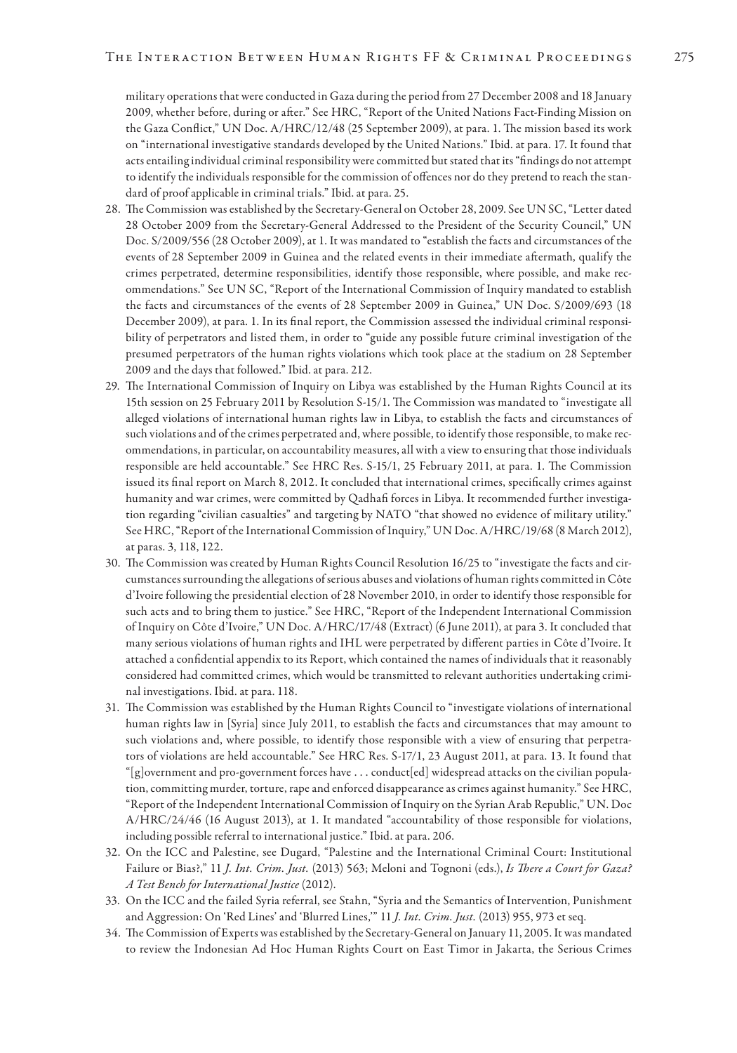military operations that were conducted in Gaza during the period from 27 December 2008 and 18 January 2009, whether before, during or after." See HRC, "Report of the United Nations Fact-Finding Mission on the Gaza Conflict," UN Doc. A/HRC/12/48 (25 September 2009), at para. 1. The mission based its work on "international investigative standards developed by the United Nations." Ibid. at para. 17. It found that acts entailing individual criminal responsibility were committed but stated that its "findings do not attempt to identify the individuals responsible for the commission of offences nor do they pretend to reach the standard of proof applicable in criminal trials." Ibid. at para. 25.

28. The Commission was established by the Secretary-General on October 28, 2009. See UN SC, "Letter dated 28 October 2009 from the Secretary-General Addressed to the President of the Security Council," UN Doc. S/2009/556 (28 October 2009), at 1. It was mandated to "establish the facts and circumstances of the events of 28 September 2009 in Guinea and the related events in their immediate aftermath, qualify the crimes perpetrated, determine responsibilities, identify those responsible, where possible, and make recommendations." See UN SC, "Report of the International Commission of Inquiry mandated to establish the facts and circumstances of the events of 28 September 2009 in Guinea," UN Doc. S/2009/693 (18 December 2009), at para. 1. In its final report, the Commission assessed the individual criminal responsibility of perpetrators and listed them, in order to "guide any possible future criminal investigation of the presumed perpetrators of the human rights violations which took place at the stadium on 28 September 2009 and the days that followed." Ibid. at para. 212.
29. The International Commission of Inquiry on Libya was established by the Human Rights Council at its 15th session on 25 February 2011 by Resolution S-15/1. The Commission was mandated to "investigate all alleged violations of international human rights law in Libya, to establish the facts and circumstances of such violations and of the crimes perpetrated and, where possible, to identify those responsible, to make recommendations, in particular, on accountability measures, all with a view to ensuring that those individuals responsible are held accountable." See HRC Res. S-15/1, 25 February 2011, at para. 1. The Commission issued its final report on March 8, 2012. It concluded that international crimes, specifically crimes against humanity and war crimes, were committed by Qadhafi forces in Libya. It recommended further investigation regarding "civilian casualties" and targeting by NATO "that showed no evidence of military utility." See HRC, "Report of the International Commission of Inquiry," UN Doc. A/HRC/19/68 (8 March 2012), at paras. 3, 118, 122.
30. The Commission was created by Human Rights Council Resolution 16/25 to "investigate the facts and circumstances surrounding the allegations of serious abuses and violations of human rights committed in Côte d'Ivoire following the presidential election of 28 November 2010, in order to identify those responsible for such acts and to bring them to justice." See HRC, "Report of the Independent International Commission of Inquiry on Côte d'Ivoire," UN Doc. A/HRC/17/48 (Extract) (6 June 2011), at para 3. It concluded that many serious violations of human rights and IHL were perpetrated by different parties in Côte d'Ivoire. It attached a confidential appendix to its Report, which contained the names of individuals that it reasonably considered had committed crimes, which would be transmitted to relevant authorities undertaking criminal investigations. Ibid. at para. 118.
31. The Commission was established by the Human Rights Council to "investigate violations of international human rights law in [Syria] since July 2011, to establish the facts and circumstances that may amount to such violations and, where possible, to identify those responsible with a view of ensuring that perpetrators of violations are held accountable." See HRC Res. S-17/1, 23 August 2011, at para. 13. It found that "[g]overnment and pro-government forces have . . . conduct[ed] widespread attacks on the civilian population, committing murder, torture, rape and enforced disappearance as crimes against humanity." See HRC, "Report of the Independent International Commission of Inquiry on the Syrian Arab Republic," UN. Doc A/HRC/24/46 (16 August 2013), at 1. It mandated "accountability of those responsible for violations, including possible referral to international justice." Ibid. at para. 206.
32. On the ICC and Palestine, see Dugard, "Palestine and the International Criminal Court: Institutional Failure or Bias?," 11 *J. Int. Crim. Just.* (2013) 563; Meloni and Tognoni (eds.), *Is There a Court for Gaza? A Test Bench for International Justice* (2012).
33. On the ICC and the failed Syria referral, see Stahn, "Syria and the Semantics of Intervention, Punishment and Aggression: On 'Red Lines' and 'Blurred Lines,'" 11 *J. Int. Crim. Just.* (2013) 955, 973 et seq.
34. The Commission of Experts was established by the Secretary-General on January 11, 2005. It was mandated to review the Indonesian Ad Hoc Human Rights Court on East Timor in Jakarta, the Serious Crimes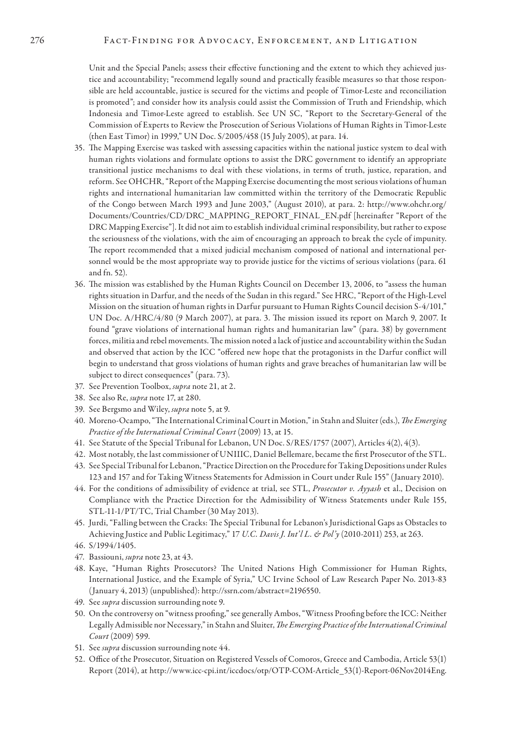Unit and the Special Panels; assess their effective functioning and the extent to which they achieved justice and accountability; "recommend legally sound and practically feasible measures so that those responsible are held accountable, justice is secured for the victims and people of Timor-Leste and reconciliation is promoted"; and consider how its analysis could assist the Commission of Truth and Friendship, which Indonesia and Timor-Leste agreed to establish. See UN SC, "Report to the Secretary-General of the Commission of Experts to Review the Prosecution of Serious Violations of Human Rights in Timor-Leste (then East Timor) in 1999," UN Doc. S/2005/458 (15 July 2005), at para. 14.

35. The Mapping Exercise was tasked with assessing capacities within the national justice system to deal with human rights violations and formulate options to assist the DRC government to identify an appropriate transitional justice mechanisms to deal with these violations, in terms of truth, justice, reparation, and reform. See OHCHR, "Report of the Mapping Exercise documenting the most serious violations of human rights and international humanitarian law committed within the territory of the Democratic Republic of the Congo between March 1993 and June 2003," (August 2010), at para. 2: http://www.ohchr.org/Documents/Countries/CD/DRC_MAPPING_REPORT_FINAL_EN.pdf [hereinafter "Report of the DRC Mapping Exercise"]. It did not aim to establish individual criminal responsibility, but rather to expose the seriousness of the violations, with the aim of encouraging an approach to break the cycle of impunity. The report recommended that a mixed judicial mechanism composed of national and international personnel would be the most appropriate way to provide justice for the victims of serious violations (para. 61 and fn. 52).
36. The mission was established by the Human Rights Council on December 13, 2006, to "assess the human rights situation in Darfur, and the needs of the Sudan in this regard." See HRC, "Report of the High-Level Mission on the situation of human rights in Darfur pursuant to Human Rights Council decision S-4/101," UN Doc. A/HRC/4/80 (9 March 2007), at para. 3. The mission issued its report on March 9, 2007. It found "grave violations of international human rights and humanitarian law" (para. 38) by government forces, militia and rebel movements. The mission noted a lack of justice and accountability within the Sudan and observed that action by the ICC "offered new hope that the protagonists in the Darfur conflict will begin to understand that gross violations of human rights and grave breaches of humanitarian law will be subject to direct consequences" (para. 73).
37. See Prevention Toolbox, *supra* note 21, at 2.
38. See also Re, *supra* note 17, at 280.
39. See Bergsmo and Wiley, *supra* note 5, at 9.
40. Moreno-Ocampo, "The International Criminal Court in Motion," in Stahn and Sluiter (eds.), *The Emerging Practice of the International Criminal Court* (2009) 13, at 15.
41. See Statute of the Special Tribunal for Lebanon, UN Doc. S/RES/1757 (2007), Articles 4(2), 4(3).
42. Most notably, the last commissioner of UNIIIC, Daniel Bellemare, became the first Prosecutor of the STL.
43. See Special Tribunal for Lebanon, "Practice Direction on the Procedure for Taking Depositions under Rules 123 and 157 and for Taking Witness Statements for Admission in Court under Rule 155" (January 2010).
44. For the conditions of admissibility of evidence at trial, see STL, *Prosecutor v. Ayyash* et al., Decision on Compliance with the Practice Direction for the Admissibility of Witness Statements under Rule 155, STL-11-1/PT/TC, Trial Chamber (30 May 2013).
45. Jurdi, "Falling between the Cracks: The Special Tribunal for Lebanon's Jurisdictional Gaps as Obstacles to Achieving Justice and Public Legitimacy," 17 *U.C. Davis J. Int'l L. & Pol'y* (2010-2011) 253, at 263.
46. S/1994/1405.
47. Bassiouni, *supra* note 23, at 43.
48. Kaye, "Human Rights Prosecutors? The United Nations High Commissioner for Human Rights, International Justice, and the Example of Syria," UC Irvine School of Law Research Paper No. 2013-83 (January 4, 2013) (unpublished): http://ssrn.com/abstract=2196550.
49. See *supra* discussion surrounding note 9.
50. On the controversy on "witness proofing," see generally Ambos, "Witness Proofing before the ICC: Neither Legally Admissible nor Necessary," in Stahn and Sluiter, *The Emerging Practice of the International Criminal Court* (2009) 599.
51. See *supra* discussion surrounding note 44.
52. Office of the Prosecutor, Situation on Registered Vessels of Comoros, Greece and Cambodia, Article 53(1) Report (2014), at http://www.icc-cpi.int/iccdocs/otp/OTP-COM-Article_53(1)-Report-06Nov2014Eng.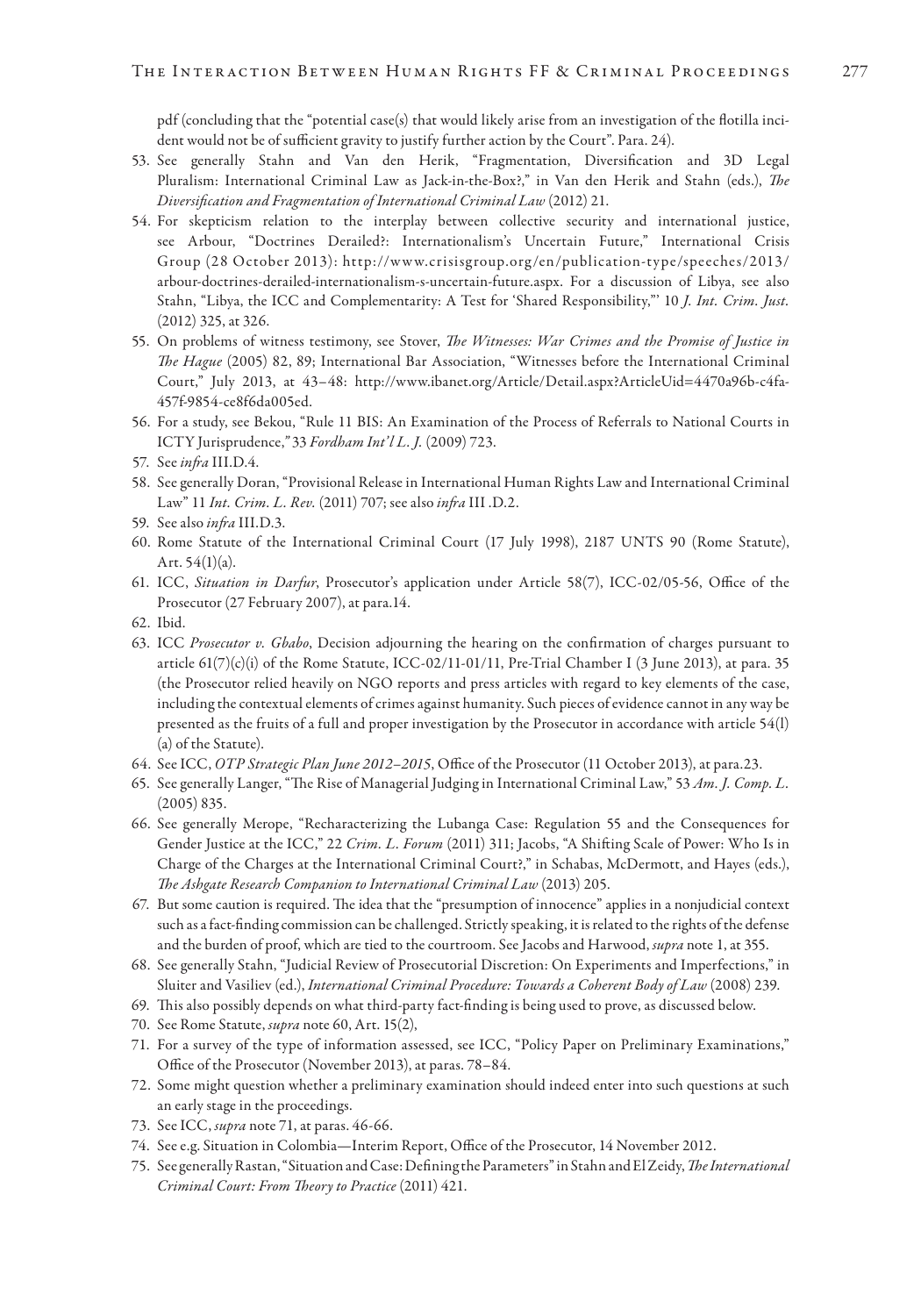pdf (concluding that the "potential case(s) that would likely arise from an investigation of the flotilla incident would not be of sufficient gravity to justify further action by the Court". Para. 24).

53. See generally Stahn and Van den Herik, "Fragmentation, Diversification and 3D Legal Pluralism: International Criminal Law as Jack-in-the-Box?," in Van den Herik and Stahn (eds.), *The Diversification and Fragmentation of International Criminal Law* (2012) 21.
54. For skepticism relation to the interplay between collective security and international justice, see Arbour, "Doctrines Derailed?: Internationalism's Uncertain Future," International Crisis Group (28 October 2013): http://www.crisisgroup.org/en/publication-type/speeches/2013/arbour-doctrines-derailed-internationalism-s-uncertain-future.aspx. For a discussion of Libya, see also Stahn, "Libya, the ICC and Complementarity: A Test for 'Shared Responsibility,"' 10 *J. Int. Crim. Just.* (2012) 325, at 326.
55. On problems of witness testimony, see Stover, *The Witnesses: War Crimes and the Promise of Justice in The Hague* (2005) 82, 89; International Bar Association, "Witnesses before the International Criminal Court," July 2013, at 43–48: http://www.ibanet.org/Article/Detail.aspx?ArticleUid=4470a96b-c4fa-457f-9854-ce8f6da005ed.
56. For a study, see Bekou, "Rule 11 BIS: An Examination of the Process of Referrals to National Courts in ICTY Jurisprudence,*"* 33 *Fordham Int'l L. J.* (2009) 723.
57. See *infra* III.D.4.
58. See generally Doran, "Provisional Release in International Human Rights Law and International Criminal Law" 11 *Int. Crim. L. Rev.* (2011) 707; see also *infra* III .D.2.
59. See also *infra* III.D.3.
60. Rome Statute of the International Criminal Court (17 July 1998), 2187 UNTS 90 (Rome Statute), Art. 54(1)(a).
61. ICC, *Situation in Darfur*, Prosecutor's application under Article 58(7), ICC-02/05-56, Office of the Prosecutor (27 February 2007), at para.14.
62. Ibid.
63. ICC *Prosecutor v. Gbabo*, Decision adjourning the hearing on the confirmation of charges pursuant to article 61(7)(c)(i) of the Rome Statute, ICC-02/11-01/11, Pre-Trial Chamber I (3 June 2013), at para. 35 (the Prosecutor relied heavily on NGO reports and press articles with regard to key elements of the case, including the contextual elements of crimes against humanity. Such pieces of evidence cannot in any way be presented as the fruits of a full and proper investigation by the Prosecutor in accordance with article 54(l)(a) of the Statute).
64. See ICC, *OTP Strategic Plan June 2012–2015*, Office of the Prosecutor (11 October 2013), at para.23.
65. See generally Langer, "The Rise of Managerial Judging in International Criminal Law," 53 *Am. J. Comp. L.* (2005) 835.
66. See generally Merope, "Recharacterizing the Lubanga Case: Regulation 55 and the Consequences for Gender Justice at the ICC," 22 *Crim. L. Forum* (2011) 311; Jacobs, "A Shifting Scale of Power: Who Is in Charge of the Charges at the International Criminal Court?," in Schabas, McDermott, and Hayes (eds.), *The Ashgate Research Companion to International Criminal Law* (2013) 205.
67. But some caution is required. The idea that the "presumption of innocence" applies in a nonjudicial context such as a fact-finding commission can be challenged. Strictly speaking, it is related to the rights of the defense and the burden of proof, which are tied to the courtroom. See Jacobs and Harwood, *supra* note 1, at 355.
68. See generally Stahn, "Judicial Review of Prosecutorial Discretion: On Experiments and Imperfections," in Sluiter and Vasiliev (ed.), *International Criminal Procedure: Towards a Coherent Body of Law* (2008) 239.
69. This also possibly depends on what third-party fact-finding is being used to prove, as discussed below.
70. See Rome Statute, *supra* note 60, Art. 15(2),
71. For a survey of the type of information assessed, see ICC, "Policy Paper on Preliminary Examinations," Office of the Prosecutor (November 2013), at paras. 78–84.
72. Some might question whether a preliminary examination should indeed enter into such questions at such an early stage in the proceedings.
73. See ICC, *supra* note 71, at paras. 46-66.
74. See e.g. Situation in Colombia—Interim Report, Office of the Prosecutor, 14 November 2012.
75. See generally Rastan, "Situation and Case: Defining the Parameters" in Stahn and El Zeidy, *The International Criminal Court: From Theory to Practice* (2011) 421.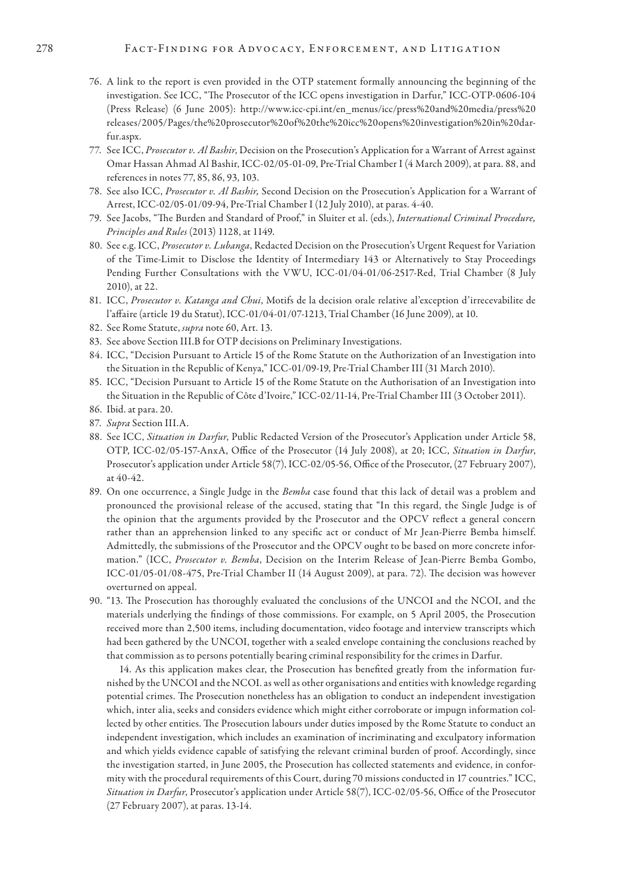76. A link to the report is even provided in the OTP statement formally announcing the beginning of the investigation. See ICC, "The Prosecutor of the ICC opens investigation in Darfur," ICC-OTP-0606-104 (Press Release) (6 June 2005): http://www.icc-cpi.int/en_menus/icc/press%20and%20media/press%20releases/2005/Pages/the%20prosecutor%20of%20the%20icc%20opens%20investigation%20in%20darfur.aspx.
77. See ICC, *Prosecutor v. Al Bashir*, Decision on the Prosecution's Application for a Warrant of Arrest against Omar Hassan Ahmad Al Bashir, ICC-02/05-01-09, Pre-Trial Chamber I (4 March 2009), at para. 88, and references in notes 77, 85, 86, 93, 103.
78. See also ICC, *Prosecutor v. Al Bashir,* Second Decision on the Prosecution's Application for a Warrant of Arrest, ICC-02/05-01/09-94, Pre-Trial Chamber I (12 July 2010), at paras. 4-40.
79. See Jacobs, "The Burden and Standard of Proof," in Sluiter et al. (eds.), *International Criminal Procedure, Principles and Rules* (2013) 1128, at 1149.
80. See e.g. ICC, *Prosecutor v. Lubanga*, Redacted Decision on the Prosecution's Urgent Request for Variation of the Time-Limit to Disclose the Identity of Intermediary 143 or Alternatively to Stay Proceedings Pending Further Consultations with the VWU, ICC-01/04-01/06-2517-Red, Trial Chamber (8 July 2010), at 22.
81. ICC, *Prosecutor v. Katanga and Chui*, Motifs de la decision orale relative al'exception d'irrecevabilite de l'affaire (article 19 du Statut), ICC-01/04-01/07-1213, Trial Chamber (16 June 2009), at 10.
82. See Rome Statute, *supra* note 60, Art. 13.
83. See above Section III.B for OTP decisions on Preliminary Investigations.
84. ICC, "Decision Pursuant to Article 15 of the Rome Statute on the Authorization of an Investigation into the Situation in the Republic of Kenya," ICC-01/09-19, Pre-Trial Chamber III (31 March 2010).
85. ICC, "Decision Pursuant to Article 15 of the Rome Statute on the Authorisation of an Investigation into the Situation in the Republic of Côte d'Ivoire," ICC-02/11-14, Pre-Trial Chamber III (3 October 2011).
86. Ibid. at para. 20.
87. *Supra* Section III.A.
88. See ICC, *Situation in Darfur*, Public Redacted Version of the Prosecutor's Application under Article 58, OTP, ICC-02/05-157-AnxA, Office of the Prosecutor (14 July 2008), at 20; ICC, *Situation in Darfur*, Prosecutor's application under Article 58(7), ICC-02/05-56, Office of the Prosecutor, (27 February 2007), at 40-42.
89. On one occurrence, a Single Judge in the *Bemba* case found that this lack of detail was a problem and pronounced the provisional release of the accused, stating that "In this regard, the Single Judge is of the opinion that the arguments provided by the Prosecutor and the OPCV reflect a general concern rather than an apprehension linked to any specific act or conduct of Mr Jean-Pierre Bemba himself. Admittedly, the submissions of the Prosecutor and the OPCV ought to be based on more concrete information." (ICC, *Prosecutor v. Bemba*, Decision on the Interim Release of Jean-Pierre Bemba Gombo, ICC-01/05-01/08-475, Pre-Trial Chamber II (14 August 2009), at para. 72). The decision was however overturned on appeal.
90. "13. The Prosecution has thoroughly evaluated the conclusions of the UNCOI and the NCOI, and the materials underlying the findings of those commissions. For example, on 5 April 2005, the Prosecution received more than 2,500 items, including documentation, video footage and interview transcripts which had been gathered by the UNCOI, together with a sealed envelope containing the conclusions reached by that commission as to persons potentially bearing criminal responsibility for the crimes in Darfur.

    14. As this application makes clear, the Prosecution has benefited greatly from the information furnished by the UNCOI and the NCOI. as well as other organisations and entities with knowledge regarding potential crimes. The Prosecution nonetheless has an obligation to conduct an independent investigation which, inter alia, seeks and considers evidence which might either corroborate or impugn information collected by other entities. The Prosecution labours under duties imposed by the Rome Statute to conduct an independent investigation, which includes an examination of incriminating and exculpatory information and which yields evidence capable of satisfying the relevant criminal burden of proof. Accordingly, since the investigation started, in June 2005, the Prosecution has collected statements and evidence, in conformity with the procedural requirements of this Court, during 70 missions conducted in 17 countries." ICC, *Situation in Darfur*, Prosecutor's application under Article 58(7), ICC-02/05-56, Office of the Prosecutor (27 February 2007), at paras. 13-14.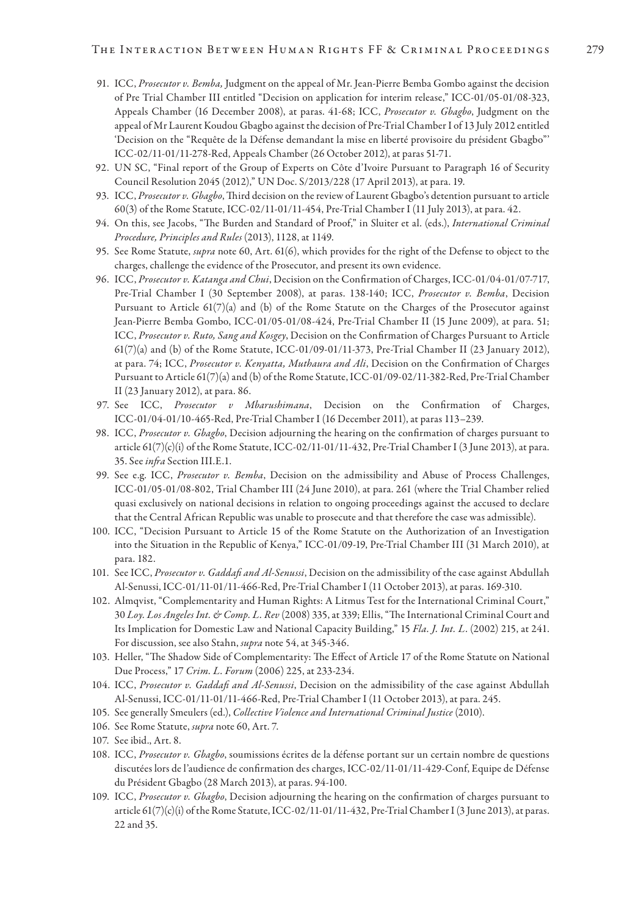91. ICC, *Prosecutor v. Bemba,* Judgment on the appeal of Mr. Jean-Pierre Bemba Gombo against the decision of Pre Trial Chamber III entitled "Decision on application for interim release," ICC-01/05-01/08-323, Appeals Chamber (16 December 2008), at paras. 41-68; ICC, *Prosecutor v. Gbagbo*, Judgment on the appeal of Mr Laurent Koudou Gbagbo against the decision of Pre-Trial Chamber I of 13 July 2012 entitled 'Decision on the "Requête de la Défense demandant la mise en liberté provisoire du président Gbagbo"' ICC-02/11-01/11-278-Red, Appeals Chamber (26 October 2012), at paras 51-71.
92. UN SC, "Final report of the Group of Experts on Côte d'Ivoire Pursuant to Paragraph 16 of Security Council Resolution 2045 (2012)," UN Doc. S/2013/228 (17 April 2013), at para. 19.
93. ICC, *Prosecutor v. Gbagbo*, Third decision on the review of Laurent Gbagbo's detention pursuant to article 60(3) of the Rome Statute, ICC-02/11-01/11-454, Pre-Trial Chamber I (11 July 2013), at para. 42.
94. On this, see Jacobs, "The Burden and Standard of Proof," in Sluiter et al. (eds.), *International Criminal Procedure, Principles and Rules* (2013), 1128, at 1149.
95. See Rome Statute, *supra* note 60, Art. 61(6), which provides for the right of the Defense to object to the charges, challenge the evidence of the Prosecutor, and present its own evidence.
96. ICC, *Prosecutor v. Katanga and Chui*, Decision on the Confirmation of Charges, ICC-01/04-01/07-717, Pre-Trial Chamber I (30 September 2008), at paras. 138-140; ICC, *Prosecutor v. Bemba*, Decision Pursuant to Article 61(7)(a) and (b) of the Rome Statute on the Charges of the Prosecutor against Jean-Pierre Bemba Gombo, ICC-01/05-01/08-424, Pre-Trial Chamber II (15 June 2009), at para. 51; ICC, *Prosecutor v. Ruto, Sang and Kosgey*, Decision on the Confirmation of Charges Pursuant to Article 61(7)(a) and (b) of the Rome Statute, ICC-01/09-01/11-373, Pre-Trial Chamber II (23 January 2012), at para. 74; ICC, *Prosecutor v. Kenyatta, Muthaura and Ali*, Decision on the Confirmation of Charges Pursuant to Article 61(7)(a) and (b) of the Rome Statute, ICC-01/09-02/11-382-Red, Pre-Trial Chamber II (23 January 2012), at para. 86.
97. See ICC, *Prosecutor v Mbarushimana*, Decision on the Confirmation of Charges, ICC-01/04-01/10-465-Red, Pre-Trial Chamber I (16 December 2011), at paras 113–239.
98. ICC, *Prosecutor v. Gbagbo*, Decision adjourning the hearing on the confirmation of charges pursuant to article 61(7)(c)(i) of the Rome Statute, ICC-02/11-01/11-432, Pre-Trial Chamber I (3 June 2013), at para. 35. See *infra* Section III.E.1.
99. See e.g. ICC, *Prosecutor v. Bemba*, Decision on the admissibility and Abuse of Process Challenges, ICC-01/05-01/08-802, Trial Chamber III (24 June 2010), at para. 261 (where the Trial Chamber relied quasi exclusively on national decisions in relation to ongoing proceedings against the accused to declare that the Central African Republic was unable to prosecute and that therefore the case was admissible).
100. ICC, "Decision Pursuant to Article 15 of the Rome Statute on the Authorization of an Investigation into the Situation in the Republic of Kenya," ICC-01/09-19, Pre-Trial Chamber III (31 March 2010), at para. 182.
101. See ICC, *Prosecutor v. Gaddafi and Al-Senussi*, Decision on the admissibility of the case against Abdullah Al-Senussi, ICC-01/11-01/11-466-Red, Pre-Trial Chamber I (11 October 2013), at paras. 169-310.
102. Almqvist, "Complementarity and Human Rights: A Litmus Test for the International Criminal Court," 30 *Loy. Los Angeles Int. & Comp. L. Rev* (2008) 335, at 339; Ellis, "The International Criminal Court and Its Implication for Domestic Law and National Capacity Building," 15 *Fla. J. Int. L*. (2002) 215, at 241. For discussion, see also Stahn, *supra* note 54, at 345-346.
103. Heller, "The Shadow Side of Complementarity: The Effect of Article 17 of the Rome Statute on National Due Process," 17 *Crim. L. Forum* (2006) 225, at 233-234.
104. ICC, *Prosecutor v. Gaddafi and Al-Senussi*, Decision on the admissibility of the case against Abdullah Al-Senussi, ICC-01/11-01/11-466-Red, Pre-Trial Chamber I (11 October 2013), at para. 245.
105. See generally Smeulers (ed.), *Collective Violence and International Criminal Justice* (2010).
106. See Rome Statute, *supra* note 60, Art. 7.
107. See ibid., Art. 8.
108. ICC, *Prosecutor v. Gbagbo*, soumissions écrites de la défense portant sur un certain nombre de questions discutées lors de l'audience de confirmation des charges, ICC-02/11-01/11-429-Conf, Equipe de Défense du Président Gbagbo (28 March 2013), at paras. 94-100.
109. ICC, *Prosecutor v. Gbagbo*, Decision adjourning the hearing on the confirmation of charges pursuant to article 61(7)(c)(i) of the Rome Statute, ICC-02/11-01/11-432, Pre-Trial Chamber I (3 June 2013), at paras. 22 and 35.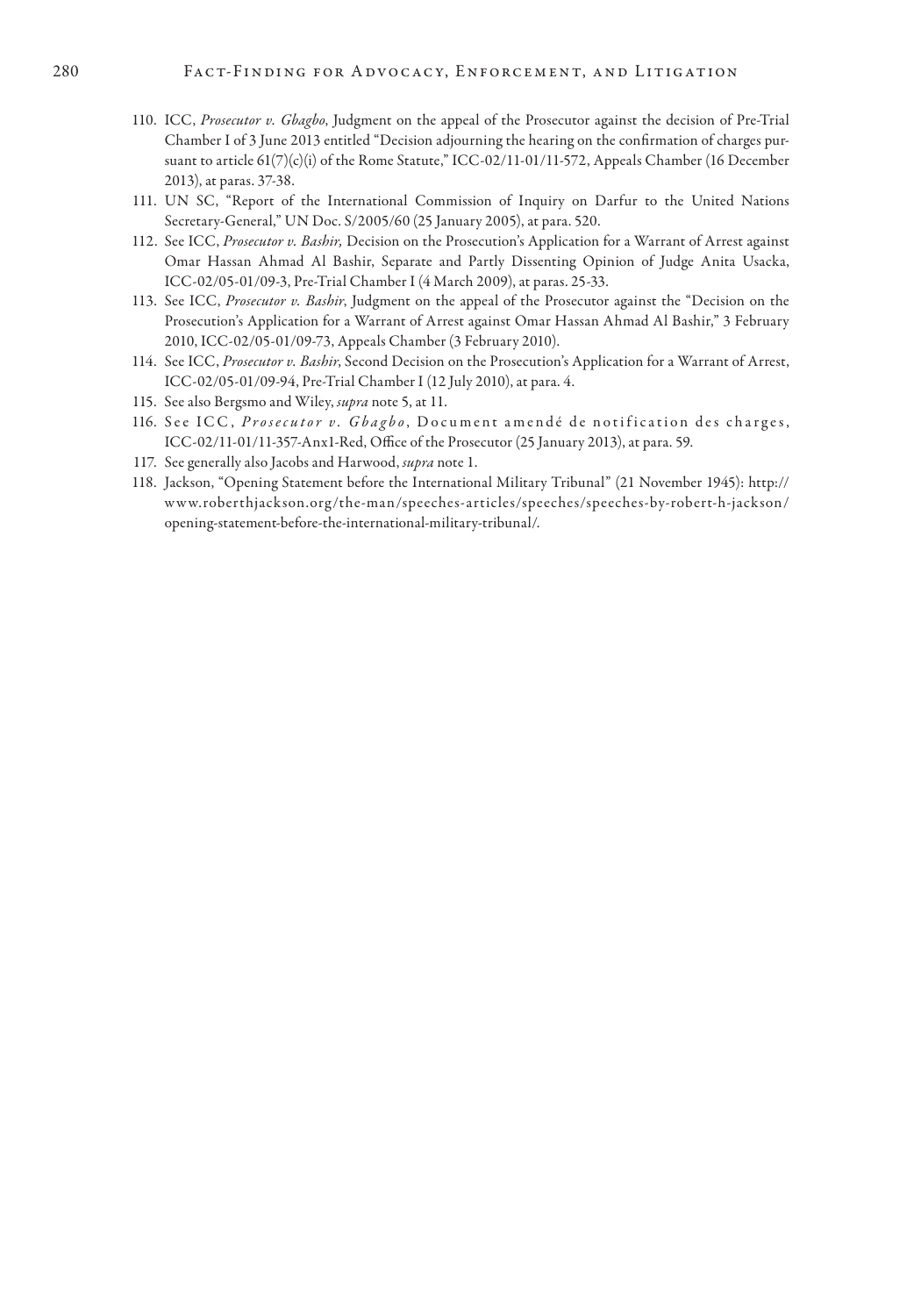110. ICC, *Prosecutor v. Gbagbo*, Judgment on the appeal of the Prosecutor against the decision of Pre-Trial Chamber I of 3 June 2013 entitled "Decision adjourning the hearing on the confirmation of charges pursuant to article 61(7)(c)(i) of the Rome Statute," ICC-02/11-01/11-572, Appeals Chamber (16 December 2013), at paras. 37-38.
111. UN SC, "Report of the International Commission of Inquiry on Darfur to the United Nations Secretary-General," UN Doc. S/2005/60 (25 January 2005), at para. 520.
112. See ICC, *Prosecutor v. Bashir,* Decision on the Prosecution's Application for a Warrant of Arrest against Omar Hassan Ahmad Al Bashir, Separate and Partly Dissenting Opinion of Judge Anita Usacka, ICC-02/05-01/09-3, Pre-Trial Chamber I (4 March 2009), at paras. 25-33.
113. See ICC, *Prosecutor v. Bashir*, Judgment on the appeal of the Prosecutor against the "Decision on the Prosecution's Application for a Warrant of Arrest against Omar Hassan Ahmad Al Bashir," 3 February 2010, ICC-02/05-01/09-73, Appeals Chamber (3 February 2010).
114. See ICC, *Prosecutor v. Bashir*, Second Decision on the Prosecution's Application for a Warrant of Arrest, ICC-02/05-01/09-94, Pre-Trial Chamber I (12 July 2010), at para. 4.
115. See also Bergsmo and Wiley, *supra* note 5, at 11.
116. See ICC, *Prosecutor v. Gbagbo*, Document amendé de notification des charges, ICC-02/11-01/11-357-Anx1-Red, Office of the Prosecutor (25 January 2013), at para. 59.
117. See generally also Jacobs and Harwood, *supra* note 1.
118. Jackson, "Opening Statement before the International Military Tribunal" (21 November 1945): http://www.roberthjackson.org/the-man/speeches-articles/speeches/speeches-by-robert-h-jackson/opening-statement-before-the-international-military-tribunal/.